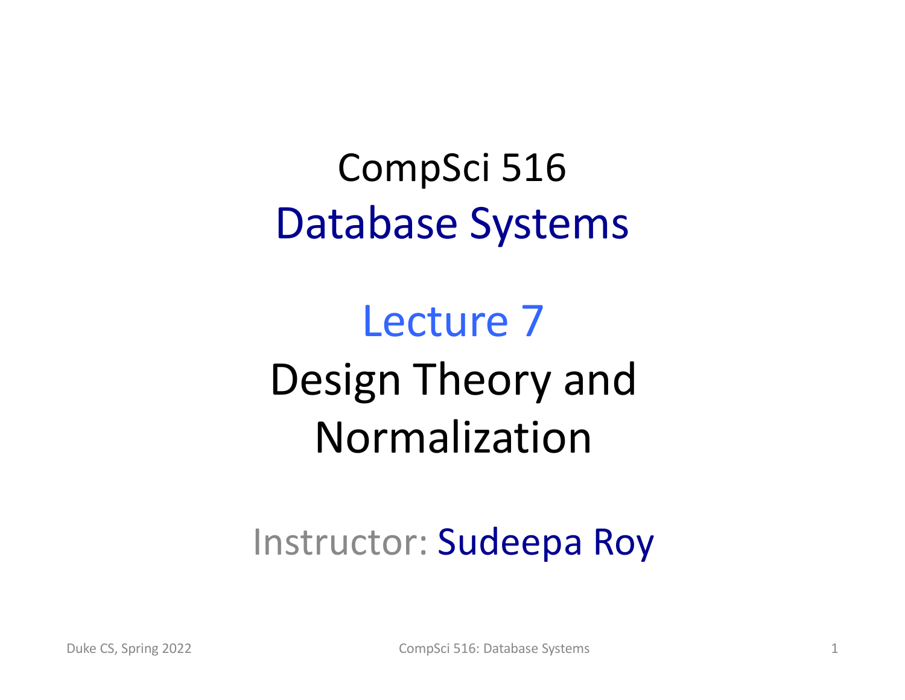# CompSci 516

## Database Systems

## Lecture 7

## Design Theory and Normalization

Instructor: Sudeepa Roy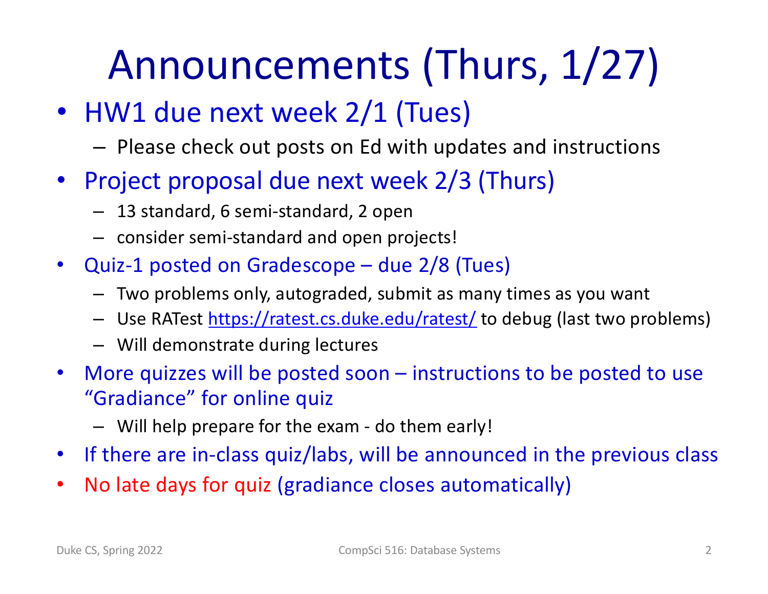# Announcements (Thurs, 1/27)

- HW1 due next week 2/1 (Tues)
  - Please check out posts on Ed with updates and instructions
- Project proposal due next week 2/3 (Thurs)
  - 13 standard, 6 semi-standard, 2 open
  - consider semi-standard and open projects!
- Quiz-1 posted on Gradescope – due 2/8 (Tues)
  - Two problems only, autograded, submit as many times as you want
  - Use RATest https://ratest.cs.duke.edu/ratest/ to debug (last two problems)
  - Will demonstrate during lectures
- More quizzes will be posted soon – instructions to be posted to use "Gradiance" for online quiz
  - Will help prepare for the exam - do them early!
- If there are in-class quiz/labs, will be announced in the previous class
- No late days for quiz (gradiance closes automatically)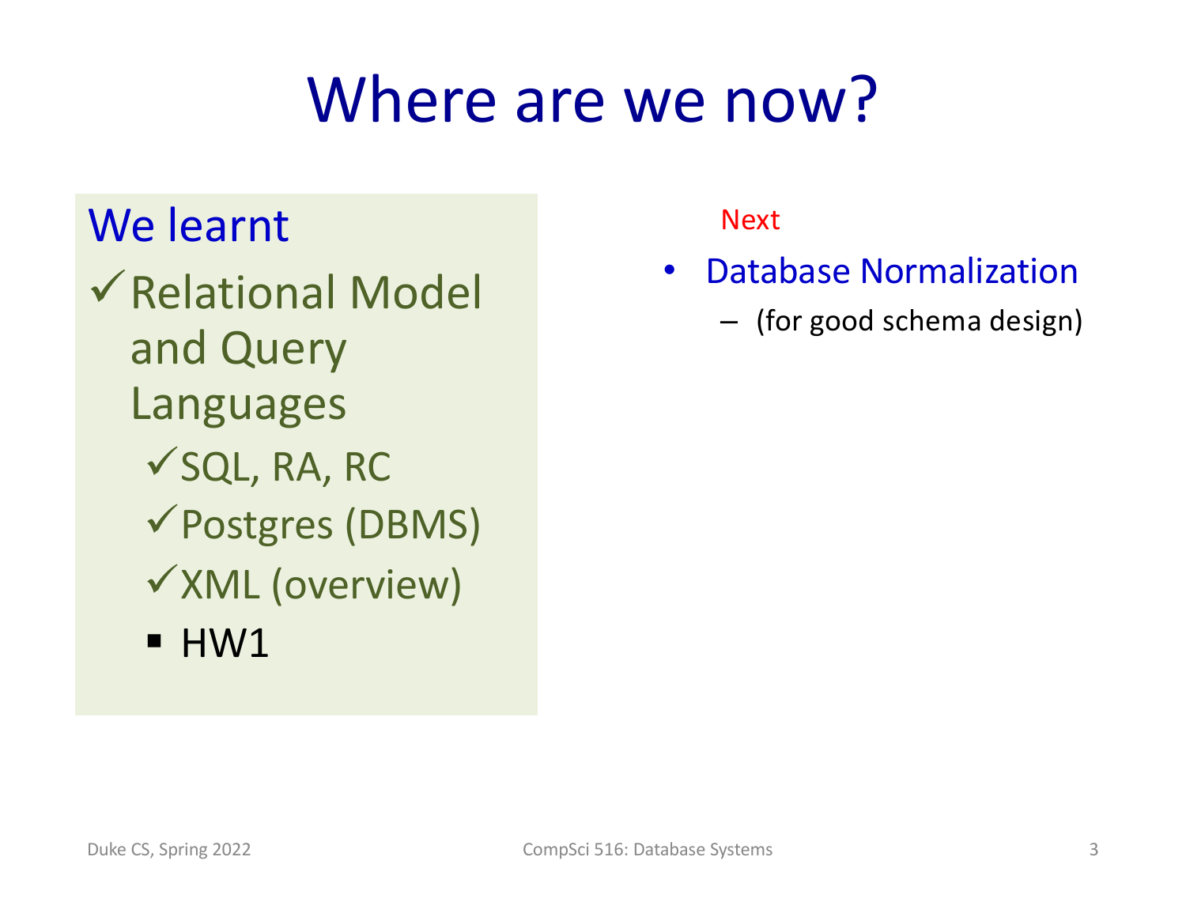# Where are we now?

**We learnt**

- ✓ Relational Model and Query Languages
  - ✓ SQL, RA, RC
  - ✓ Postgres (DBMS)
  - ✓ XML (overview)
  - HW1

**Next**

- Database Normalization
  - (for good schema design)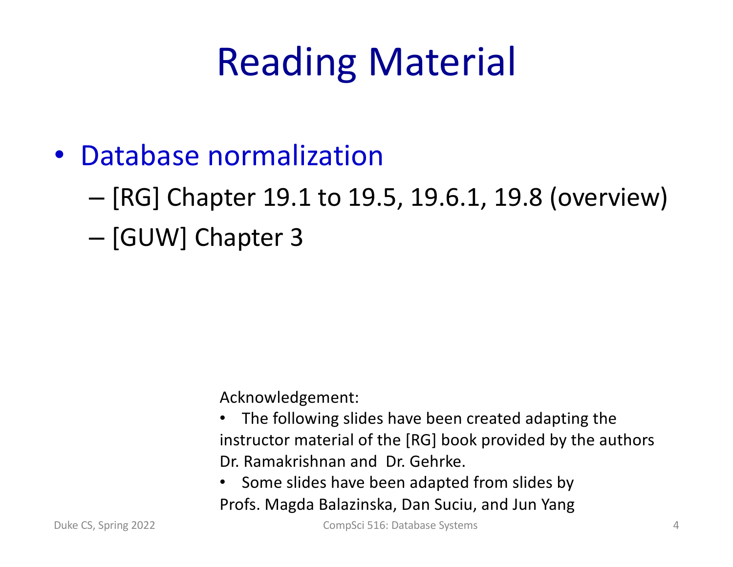# Reading Material

- Database normalization
  - [RG] Chapter 19.1 to 19.5, 19.6.1, 19.8 (overview)
  - [GUW] Chapter 3

Acknowledgement:

- The following slides have been created adapting the instructor material of the [RG] book provided by the authors Dr. Ramakrishnan and Dr. Gehrke.
- Some slides have been adapted from slides by Profs. Magda Balazinska, Dan Suciu, and Jun Yang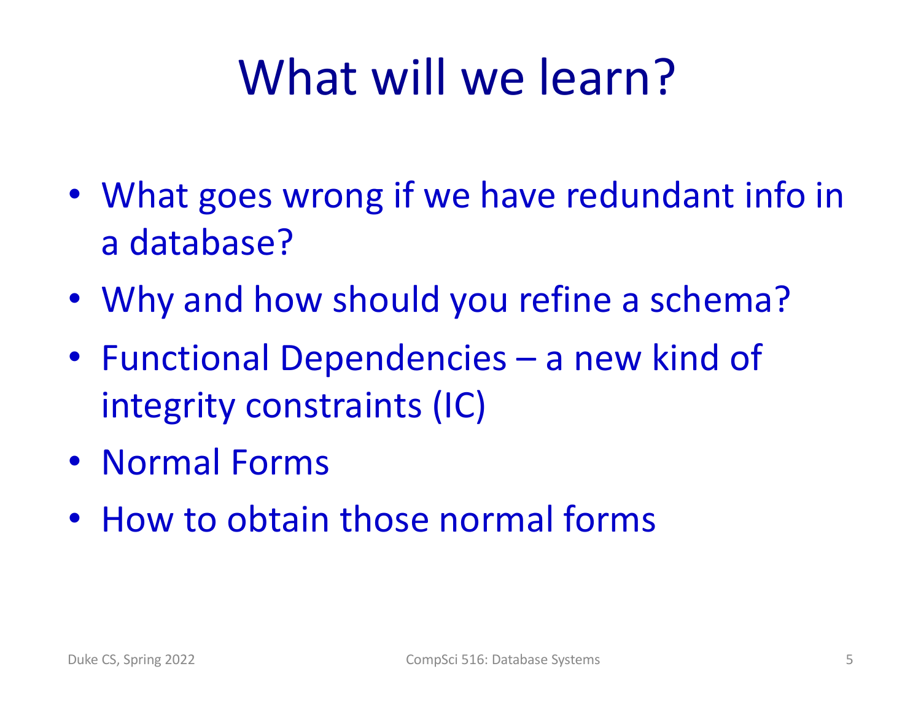# What will we learn?

- What goes wrong if we have redundant info in a database?
- Why and how should you refine a schema?
- Functional Dependencies – a new kind of integrity constraints (IC)
- Normal Forms
- How to obtain those normal forms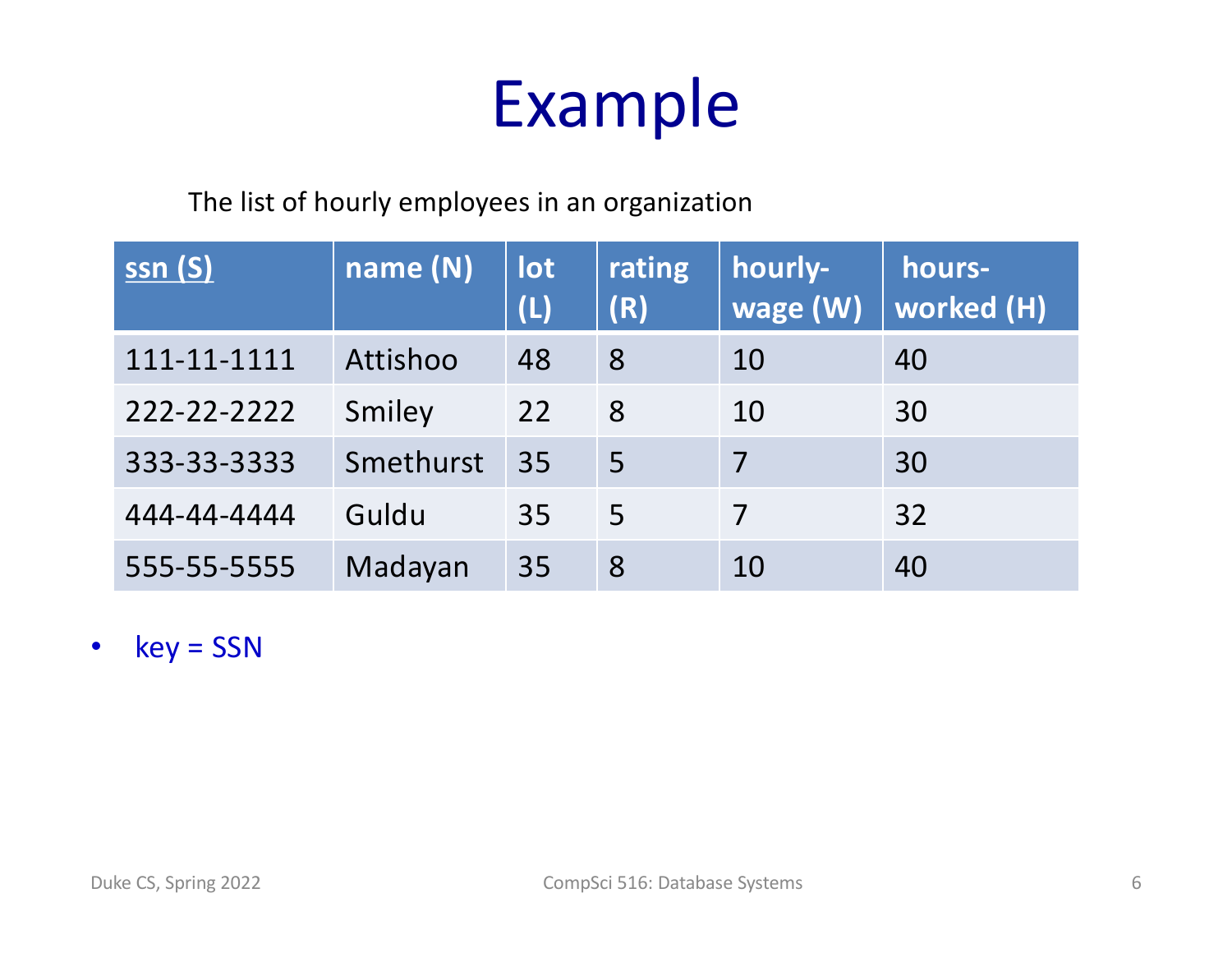# Example

The list of hourly employees in an organization

| ssn (S) | name (N) | lot (L) | rating (R) | hourly-wage (W) | hours-worked (H) |
|---|---|---|---|---|---|
| 111-11-1111 | Attishoo | 48 | 8 | 10 | 40 |
| 222-22-2222 | Smiley | 22 | 8 | 10 | 30 |
| 333-33-3333 | Smethurst | 35 | 5 | 7 | 30 |
| 444-44-4444 | Guldu | 35 | 5 | 7 | 32 |
| 555-55-5555 | Madayan | 35 | 8 | 10 | 40 |

- key = SSN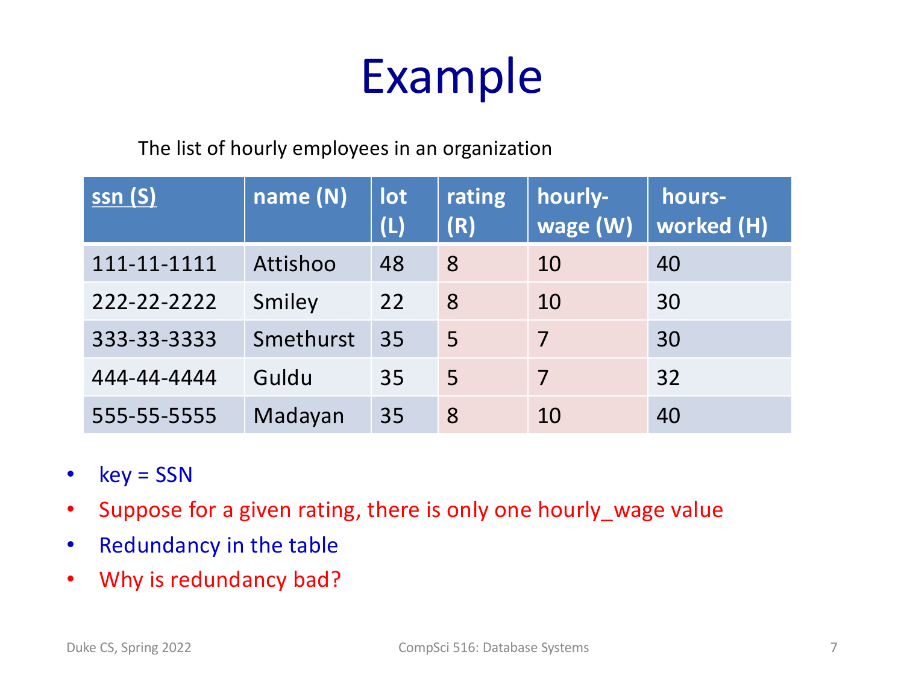# Example

The list of hourly employees in an organization

| ssn (S) | name (N) | lot (L) | rating (R) | hourly-wage (W) | hours-worked (H) |
|---|---|---|---|---|---|
| 111-11-1111 | Attishoo | 48 | 8 | 10 | 40 |
| 222-22-2222 | Smiley | 22 | 8 | 10 | 30 |
| 333-33-3333 | Smethurst | 35 | 5 | 7 | 30 |
| 444-44-4444 | Guldu | 35 | 5 | 7 | 32 |
| 555-55-5555 | Madayan | 35 | 8 | 10 | 40 |

- key = SSN
- Suppose for a given rating, there is only one hourly_wage value
- Redundancy in the table
- Why is redundancy bad?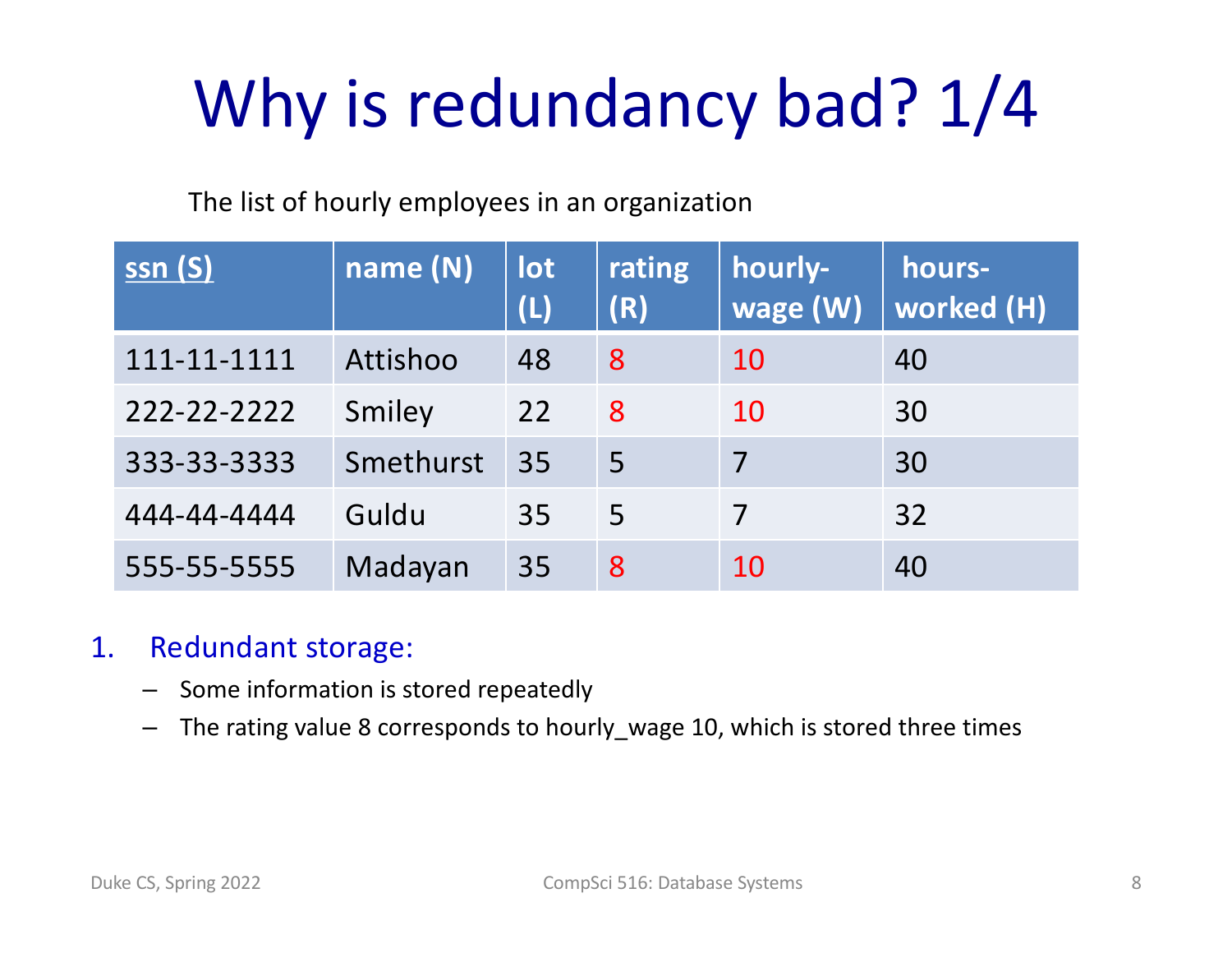# Why is redundancy bad? 1/4

The list of hourly employees in an organization

| ssn (S) | name (N) | lot (L) | rating (R) | hourly-wage (W) | hours-worked (H) |
|---|---|---|---|---|---|
| 111-11-1111 | Attishoo | 48 | 8 | 10 | 40 |
| 222-22-2222 | Smiley | 22 | 8 | 10 | 30 |
| 333-33-3333 | Smethurst | 35 | 5 | 7 | 30 |
| 444-44-4444 | Guldu | 35 | 5 | 7 | 32 |
| 555-55-5555 | Madayan | 35 | 8 | 10 | 40 |

1. Redundant storage:
   - Some information is stored repeatedly
   - The rating value 8 corresponds to hourly_wage 10, which is stored three times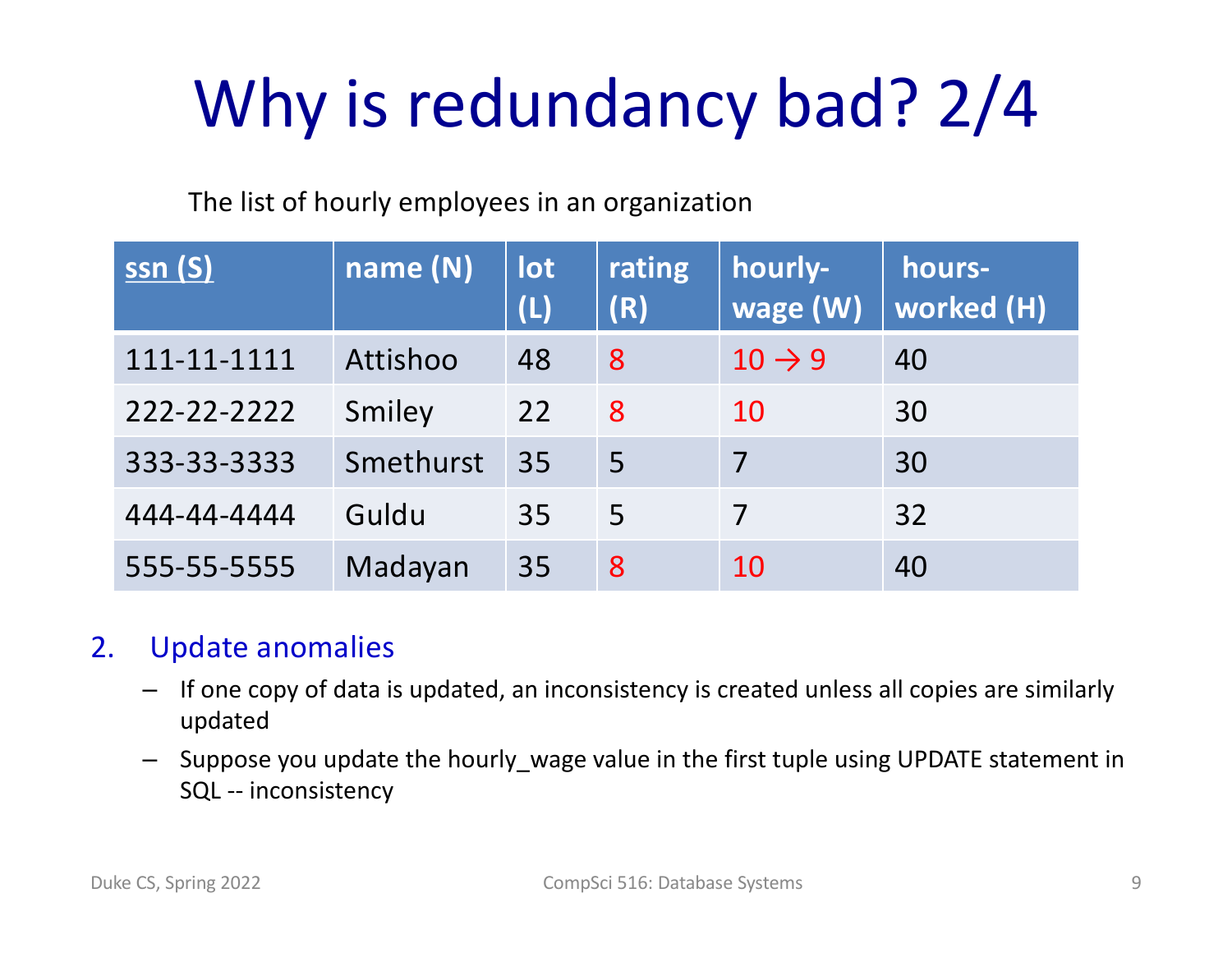# Why is redundancy bad? 2/4

The list of hourly employees in an organization

| ssn (S) | name (N) | lot (L) | rating (R) | hourly-wage (W) | hours-worked (H) |
|---|---|---|---|---|---|
| 111-11-1111 | Attishoo | 48 | 8 | 10 → 9 | 40 |
| 222-22-2222 | Smiley | 22 | 8 | 10 | 30 |
| 333-33-3333 | Smethurst | 35 | 5 | 7 | 30 |
| 444-44-4444 | Guldu | 35 | 5 | 7 | 32 |
| 555-55-5555 | Madayan | 35 | 8 | 10 | 40 |

2. Update anomalies
   - If one copy of data is updated, an inconsistency is created unless all copies are similarly updated
   - Suppose you update the hourly_wage value in the first tuple using UPDATE statement in SQL -- inconsistency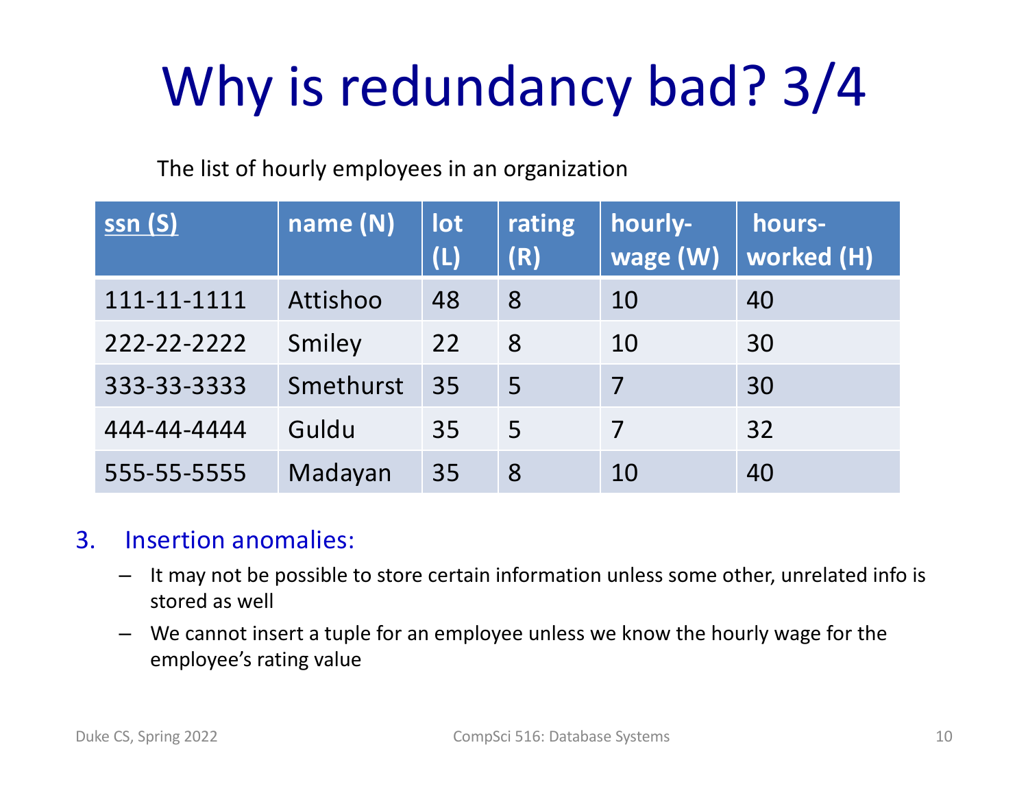# Why is redundancy bad? 3/4

The list of hourly employees in an organization

| ssn (S) | name (N) | lot (L) | rating (R) | hourly-wage (W) | hours-worked (H) |
|---|---|---|---|---|---|
| 111-11-1111 | Attishoo | 48 | 8 | 10 | 40 |
| 222-22-2222 | Smiley | 22 | 8 | 10 | 30 |
| 333-33-3333 | Smethurst | 35 | 5 | 7 | 30 |
| 444-44-4444 | Guldu | 35 | 5 | 7 | 32 |
| 555-55-5555 | Madayan | 35 | 8 | 10 | 40 |

3. Insertion anomalies:
   - It may not be possible to store certain information unless some other, unrelated info is stored as well
   - We cannot insert a tuple for an employee unless we know the hourly wage for the employee's rating value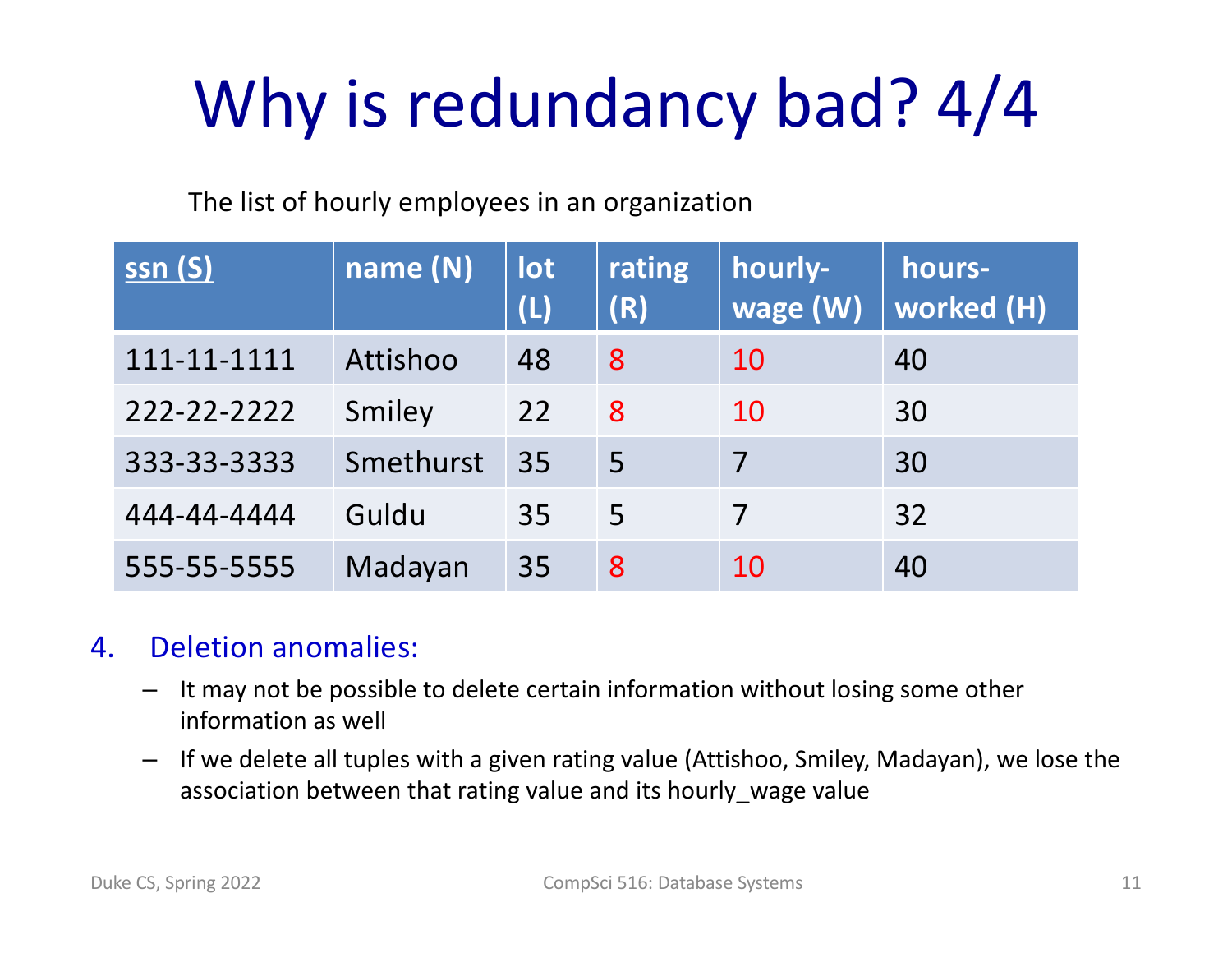# Why is redundancy bad? 4/4

The list of hourly employees in an organization

| ssn (S) | name (N) | lot (L) | rating (R) | hourly-wage (W) | hours-worked (H) |
|---|---|---|---|---|---|
| 111-11-1111 | Attishoo | 48 | 8 | 10 | 40 |
| 222-22-2222 | Smiley | 22 | 8 | 10 | 30 |
| 333-33-3333 | Smethurst | 35 | 5 | 7 | 30 |
| 444-44-4444 | Guldu | 35 | 5 | 7 | 32 |
| 555-55-5555 | Madayan | 35 | 8 | 10 | 40 |

4. Deletion anomalies:
   - It may not be possible to delete certain information without losing some other information as well
   - If we delete all tuples with a given rating value (Attishoo, Smiley, Madayan), we lose the association between that rating value and its hourly_wage value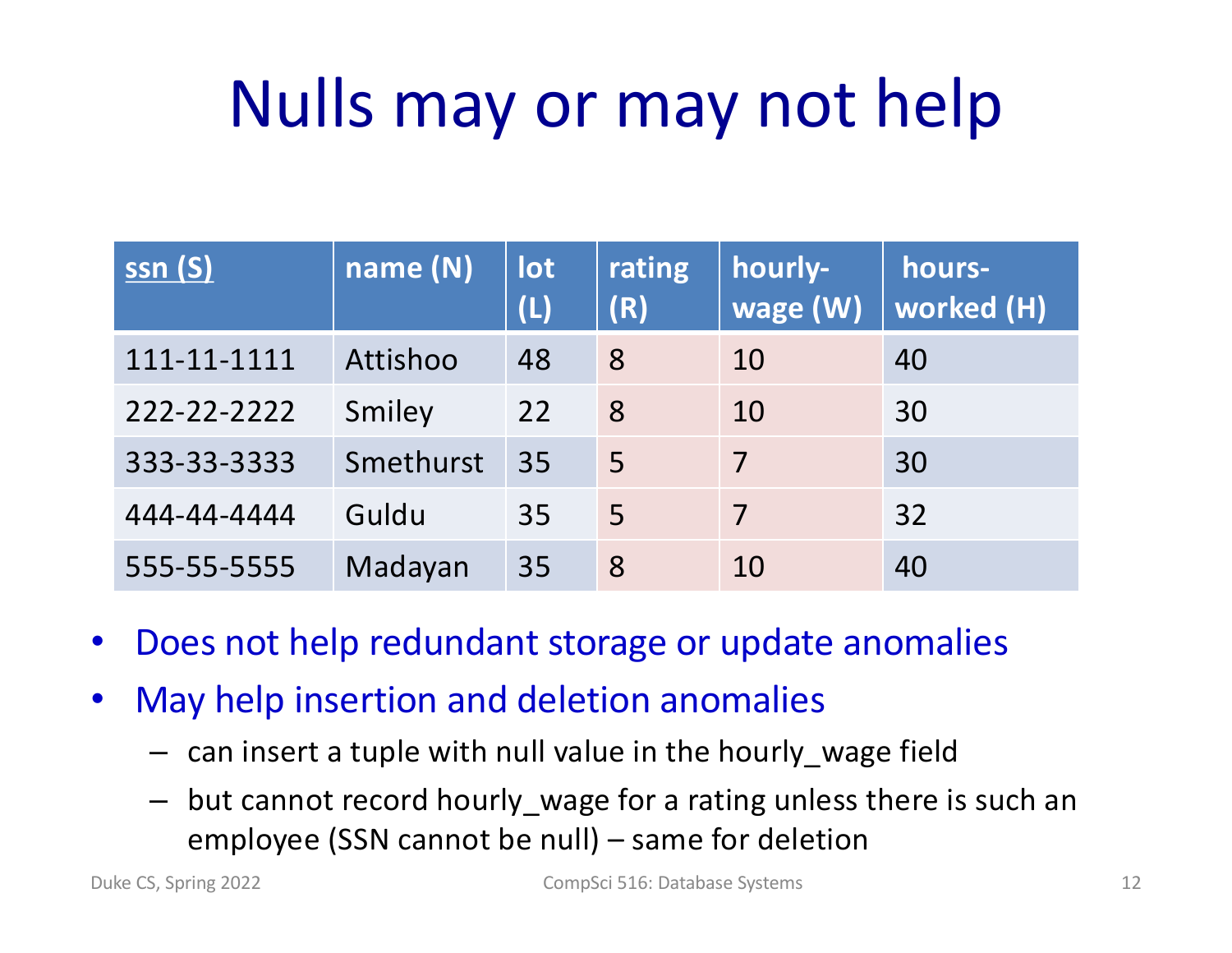# Nulls may or may not help

| ssn (S) | name (N) | lot (L) | rating (R) | hourly-wage (W) | hours-worked (H) |
|---|---|---|---|---|---|
| 111-11-1111 | Attishoo | 48 | 8 | 10 | 40 |
| 222-22-2222 | Smiley | 22 | 8 | 10 | 30 |
| 333-33-3333 | Smethurst | 35 | 5 | 7 | 30 |
| 444-44-4444 | Guldu | 35 | 5 | 7 | 32 |
| 555-55-5555 | Madayan | 35 | 8 | 10 | 40 |

- Does not help redundant storage or update anomalies
- May help insertion and deletion anomalies
  - can insert a tuple with null value in the hourly_wage field
  - but cannot record hourly_wage for a rating unless there is such an employee (SSN cannot be null) – same for deletion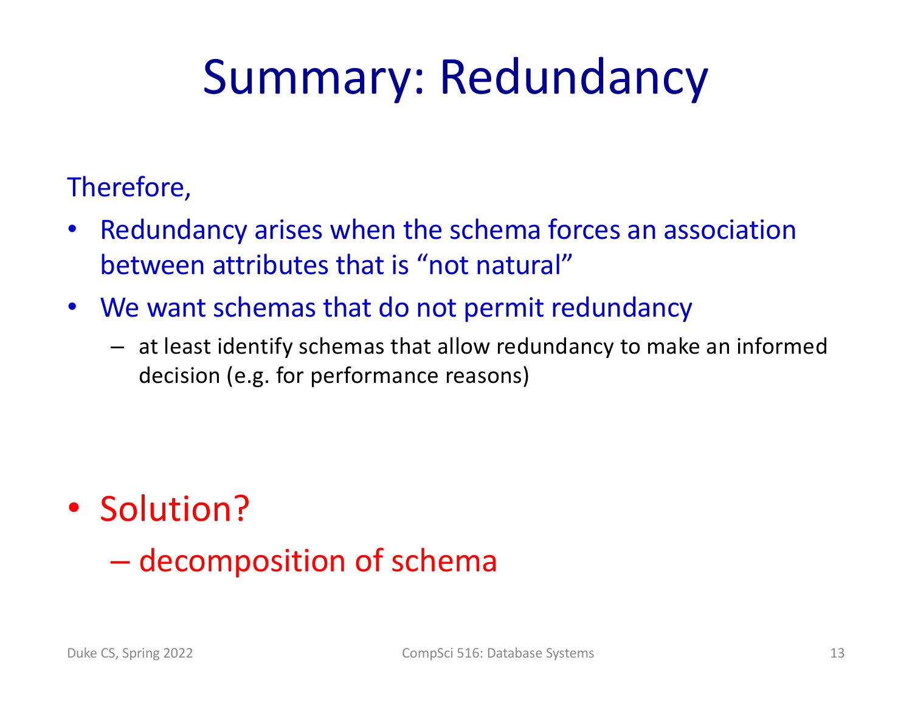# Summary: Redundancy

Therefore,

- Redundancy arises when the schema forces an association between attributes that is “not natural”
- We want schemas that do not permit redundancy
  - at least identify schemas that allow redundancy to make an informed decision (e.g. for performance reasons)

- Solution?
  - decomposition of schema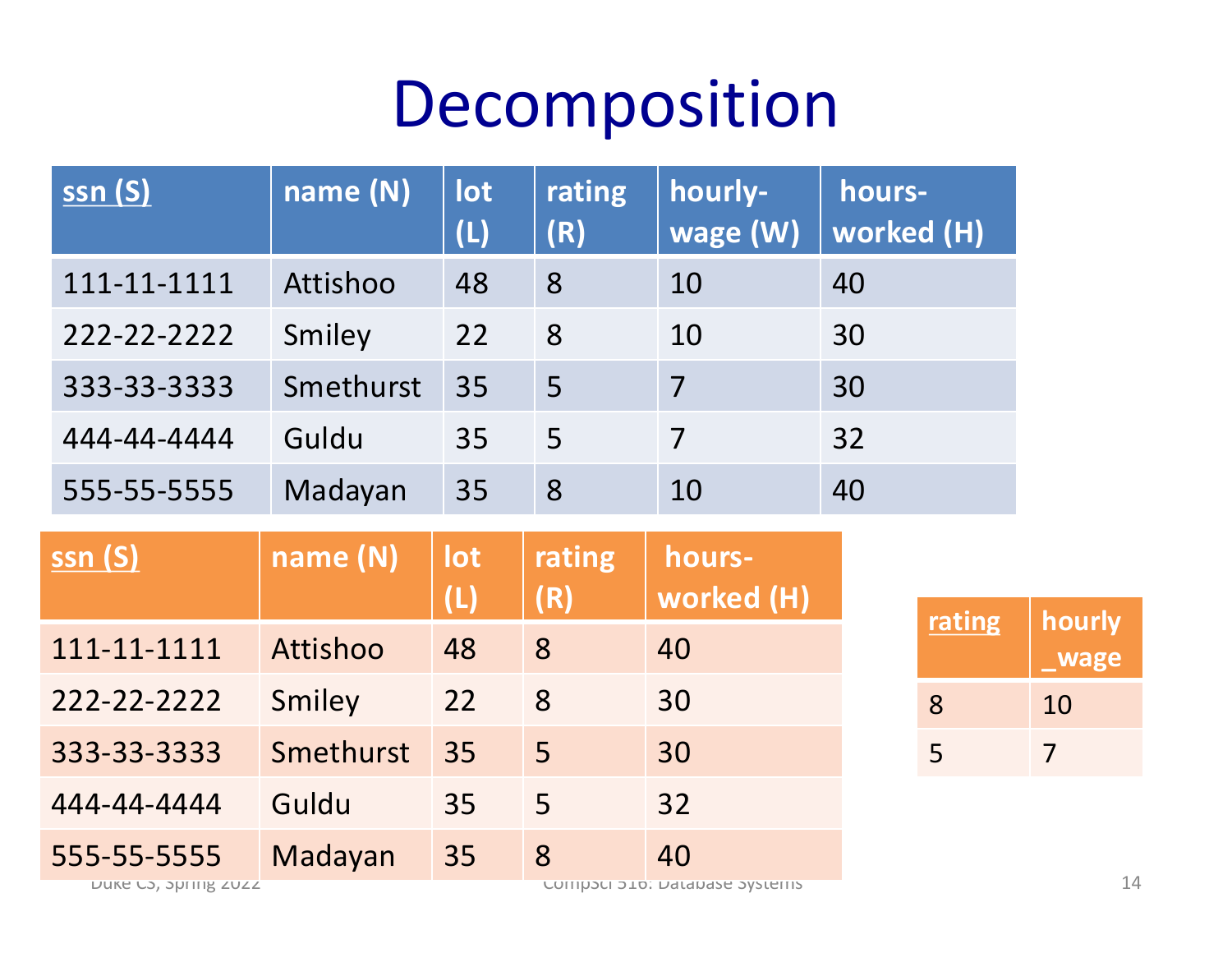# Decomposition

| ssn (S) | name (N) | lot (L) | rating (R) | hourly-wage (W) | hours-worked (H) |
|---|---|---|---|---|---|
| 111-11-1111 | Attishoo | 48 | 8 | 10 | 40 |
| 222-22-2222 | Smiley | 22 | 8 | 10 | 30 |
| 333-33-3333 | Smethurst | 35 | 5 | 7 | 30 |
| 444-44-4444 | Guldu | 35 | 5 | 7 | 32 |
| 555-55-5555 | Madayan | 35 | 8 | 10 | 40 |

| ssn (S) | name (N) | lot (L) | rating (R) | hours-worked (H) |
|---|---|---|---|---|
| 111-11-1111 | Attishoo | 48 | 8 | 40 |
| 222-22-2222 | Smiley | 22 | 8 | 30 |
| 333-33-3333 | Smethurst | 35 | 5 | 30 |
| 444-44-4444 | Guldu | 35 | 5 | 32 |
| 555-55-5555 | Madayan | 35 | 8 | 40 |

| rating | hourly_wage |
|---|---|
| 8 | 10 |
| 5 | 7 |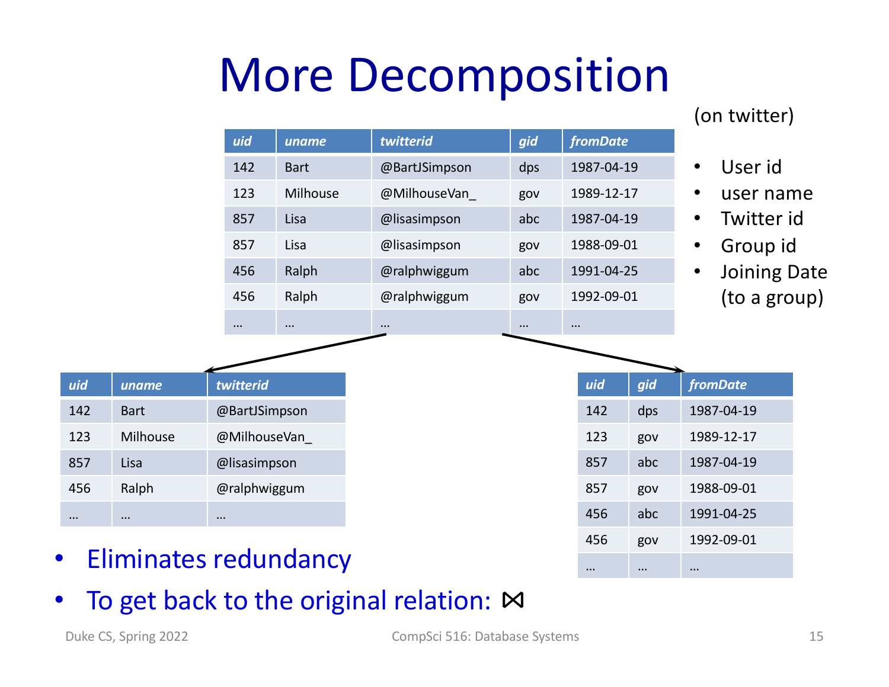# More Decomposition

(on twitter)

- User id
- user name
- Twitter id
- Group id
- Joining Date (to a group)

| *uid* | *uname* | *twitterid* | *gid* | *fromDate* |
|---|---|---|---|---|
| 142 | Bart | @BartJSimpson | dps | 1987-04-19 |
| 123 | Milhouse | @MilhouseVan_ | gov | 1989-12-17 |
| 857 | Lisa | @lisasimpson | abc | 1987-04-19 |
| 857 | Lisa | @lisasimpson | gov | 1988-09-01 |
| 456 | Ralph | @ralphwiggum | abc | 1991-04-25 |
| 456 | Ralph | @ralphwiggum | gov | 1992-09-01 |
| … | … | … | … | … |

| *uid* | *uname* | *twitterid* |
|---|---|---|
| 142 | Bart | @BartJSimpson |
| 123 | Milhouse | @MilhouseVan_ |
| 857 | Lisa | @lisasimpson |
| 456 | Ralph | @ralphwiggum |
| … | … | … |

| *uid* | *gid* | *fromDate* |
|---|---|---|
| 142 | dps | 1987-04-19 |
| 123 | gov | 1989-12-17 |
| 857 | abc | 1987-04-19 |
| 857 | gov | 1988-09-01 |
| 456 | abc | 1991-04-25 |
| 456 | gov | 1992-09-01 |
| … | … | … |

- Eliminates redundancy
- To get back to the original relation: $\bowtie$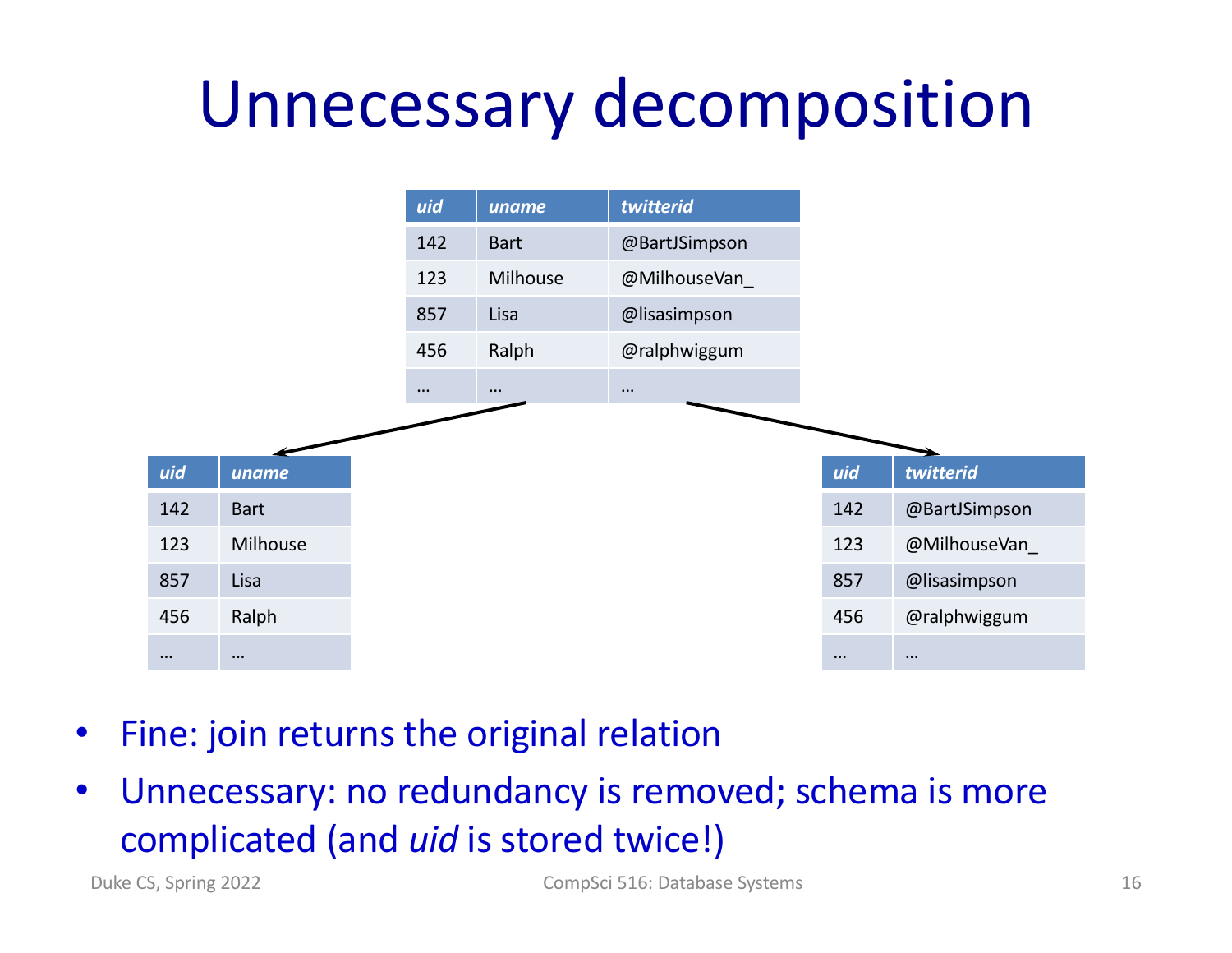# Unnecessary decomposition

| *uid* | *uname* | *twitterid* |
|---|---|---|
| 142 | Bart | @BartJSimpson |
| 123 | Milhouse | @MilhouseVan_ |
| 857 | Lisa | @lisasimpson |
| 456 | Ralph | @ralphwiggum |
| … | … | … |

| *uid* | *uname* |
|---|---|
| 142 | Bart |
| 123 | Milhouse |
| 857 | Lisa |
| 456 | Ralph |
| … | … |

| *uid* | *twitterid* |
|---|---|
| 142 | @BartJSimpson |
| 123 | @MilhouseVan_ |
| 857 | @lisasimpson |
| 456 | @ralphwiggum |
| … | … |

- Fine: join returns the original relation
- Unnecessary: no redundancy is removed; schema is more complicated (and *uid* is stored twice!)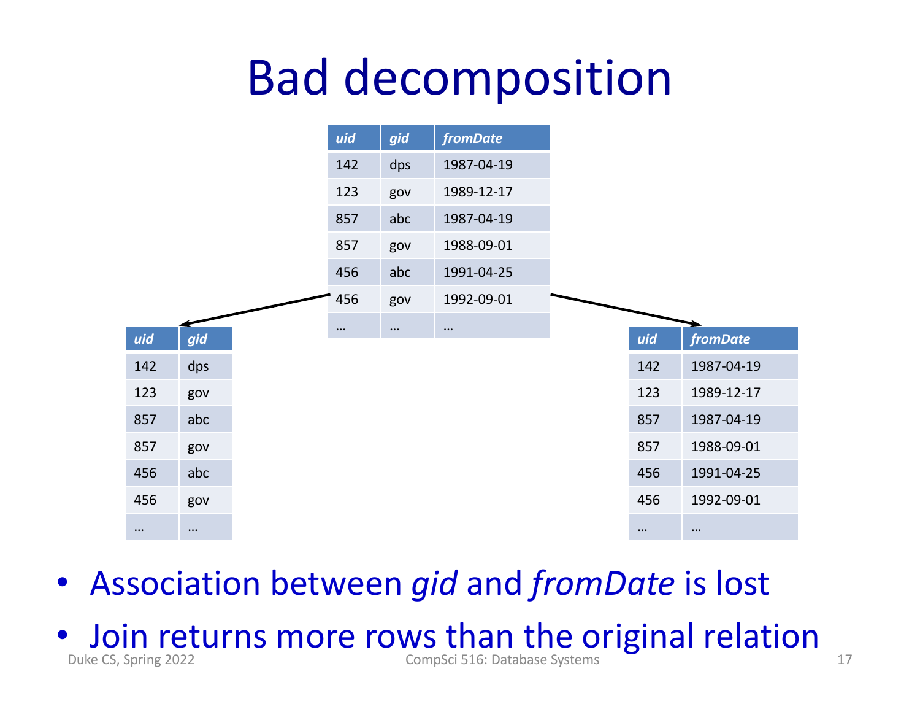# Bad decomposition

| *uid* | *gid* | *fromDate* |
|---|---|---|
| 142 | dps | 1987-04-19 |
| 123 | gov | 1989-12-17 |
| 857 | abc | 1987-04-19 |
| 857 | gov | 1988-09-01 |
| 456 | abc | 1991-04-25 |
| 456 | gov | 1992-09-01 |
| … | … | … |

| *uid* | *gid* |
|---|---|
| 142 | dps |
| 123 | gov |
| 857 | abc |
| 857 | gov |
| 456 | abc |
| 456 | gov |
| … | … |

| *uid* | *fromDate* |
|---|---|
| 142 | 1987-04-19 |
| 123 | 1989-12-17 |
| 857 | 1987-04-19 |
| 857 | 1988-09-01 |
| 456 | 1991-04-25 |
| 456 | 1992-09-01 |
| … | … |

- Association between *gid* and *fromDate* is lost
- Join returns more rows than the original relation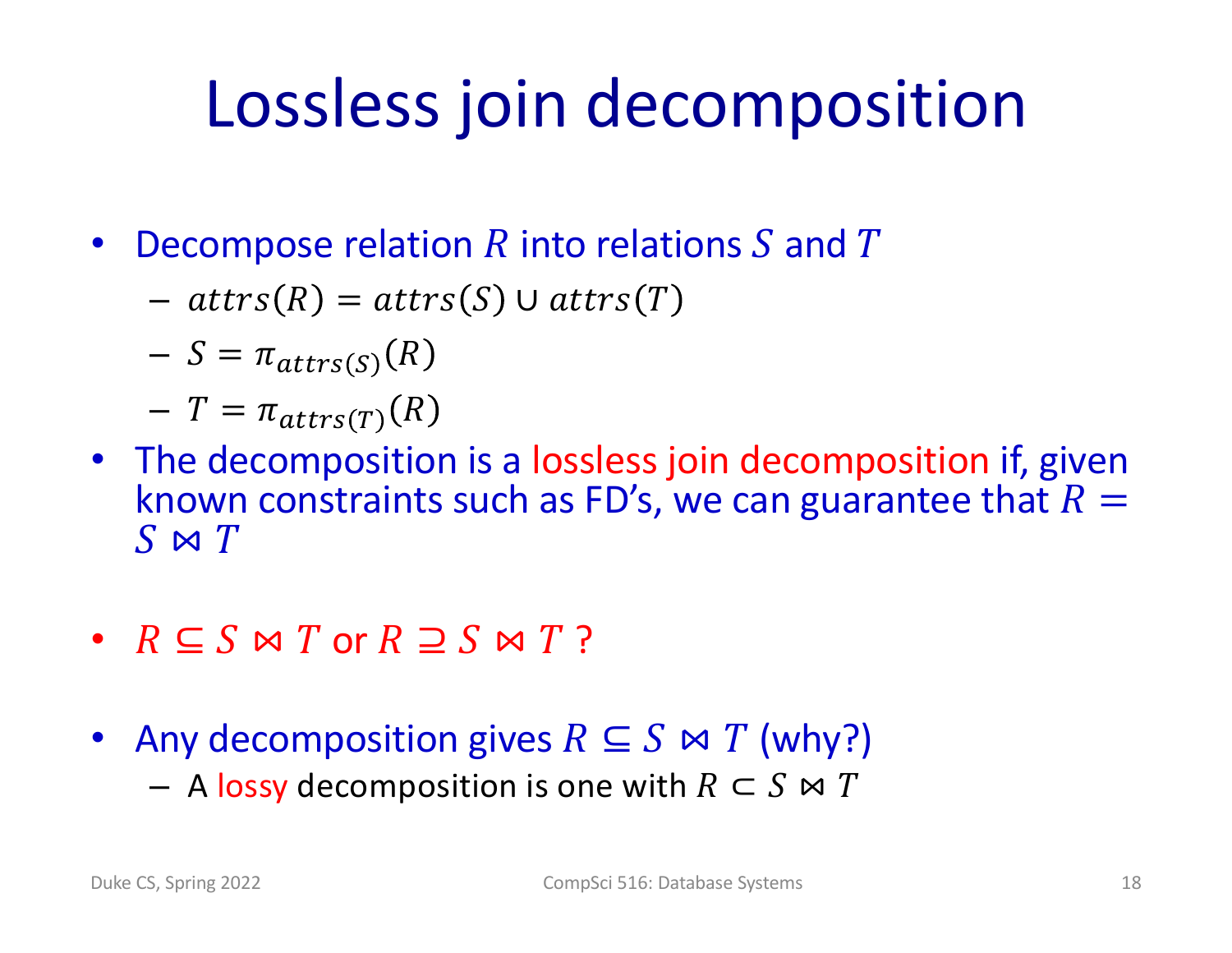# Lossless join decomposition

- Decompose relation $R$ into relations $S$ and $T$
  - $attrs(R) = attrs(S) \cup attrs(T)$
  - $S = \pi_{attrs(S)}(R)$
  - $T = \pi_{attrs(T)}(R)$
- The decomposition is a lossless join decomposition if, given known constraints such as FD's, we can guarantee that $R = S \bowtie T$

- $R \subseteq S \bowtie T$ or $R \supseteq S \bowtie T$ ?

- Any decomposition gives $R \subseteq S \bowtie T$ (why?)
  - A lossy decomposition is one with $R \subset S \bowtie T$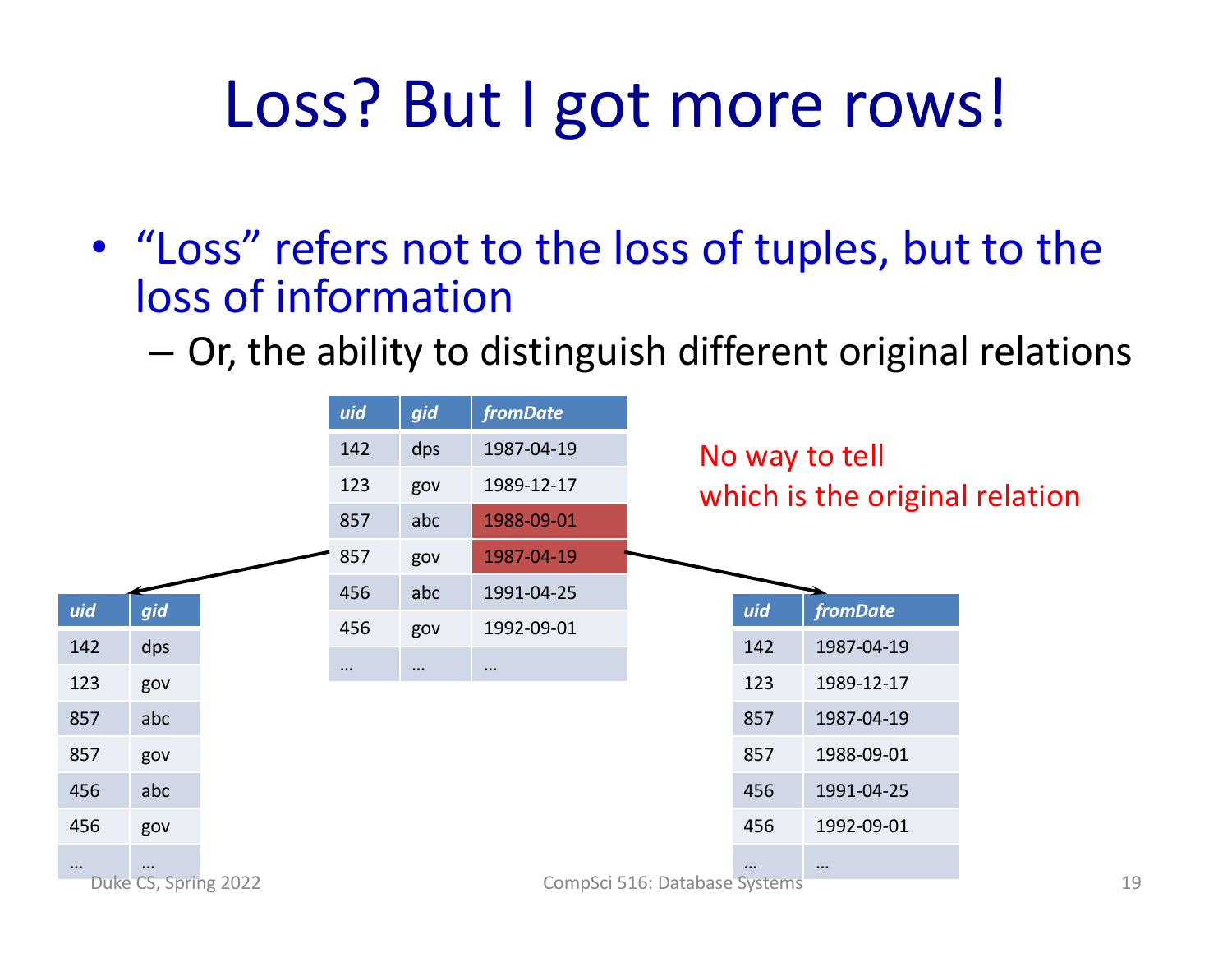# Loss? But I got more rows!

- "Loss" refers not to the loss of tuples, but to the loss of information
  - Or, the ability to distinguish different original relations

| uid | gid | fromDate |
| --- | --- | --- |
| 142 | dps | 1987-04-19 |
| 123 | gov | 1989-12-17 |
| 857 | abc | 1988-09-01 |
| 857 | gov | 1987-04-19 |
| 456 | abc | 1991-04-25 |
| 456 | gov | 1992-09-01 |
| … | … | … |

No way to tell which is the original relation

| uid | gid |
| --- | --- |
| 142 | dps |
| 123 | gov |
| 857 | abc |
| 857 | gov |
| 456 | abc |
| 456 | gov |
| … | … |

| uid | fromDate |
| --- | --- |
| 142 | 1987-04-19 |
| 123 | 1989-12-17 |
| 857 | 1987-04-19 |
| 857 | 1988-09-01 |
| 456 | 1991-04-25 |
| 456 | 1992-09-01 |
| … | … |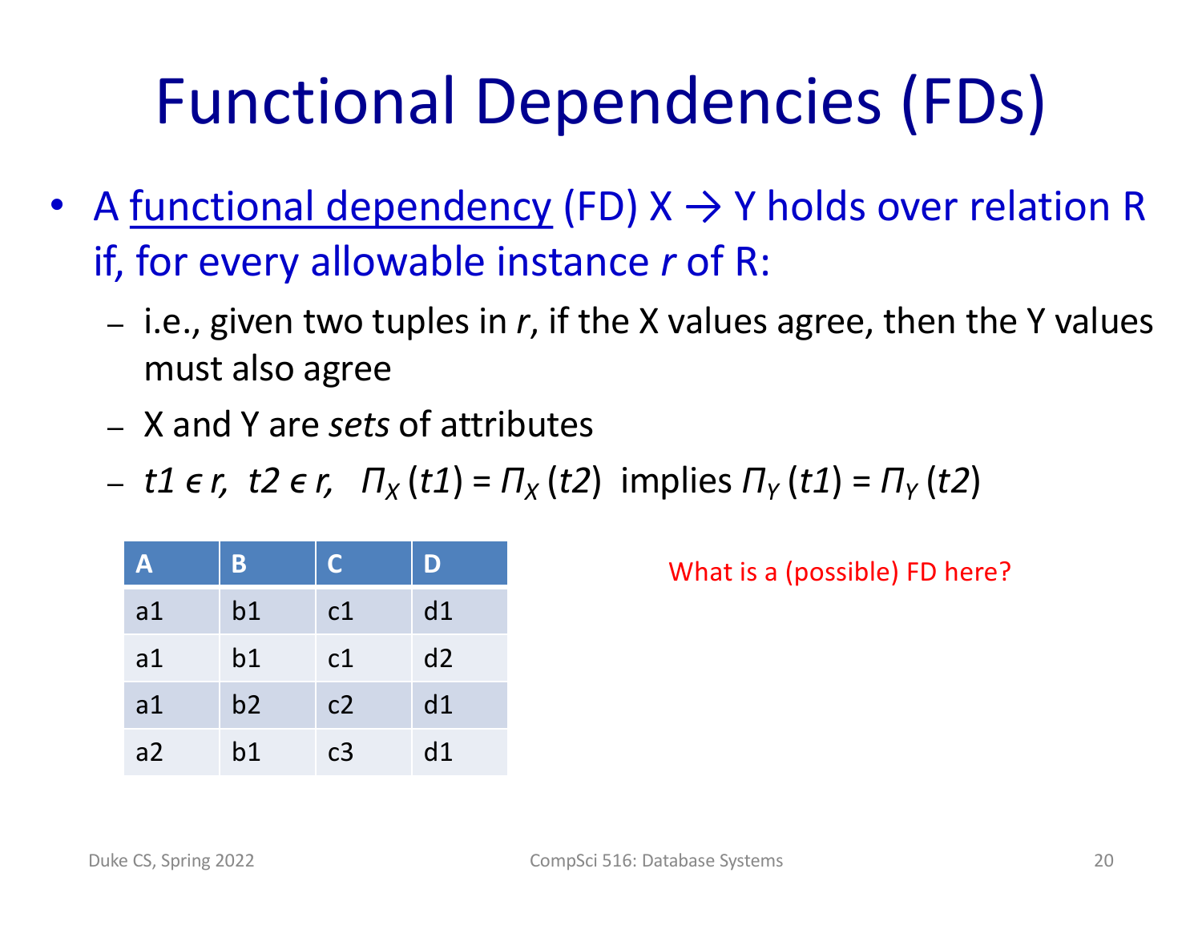# Functional Dependencies (FDs)

- A functional dependency (FD) $X \rightarrow Y$ holds over relation R if, for every allowable instance *r* of R:
  - i.e., given two tuples in *r*, if the X values agree, then the Y values must also agree
  - X and Y are *sets* of attributes
  - $t1 \in r,\ t2 \in r,\ \Pi_X(t1) = \Pi_X(t2)$ implies $\Pi_Y(t1) = \Pi_Y(t2)$

| A | B | C | D |
|---|---|---|---|
| a1 | b1 | c1 | d1 |
| a1 | b1 | c1 | d2 |
| a1 | b2 | c2 | d1 |
| a2 | b1 | c3 | d1 |

What is a (possible) FD here?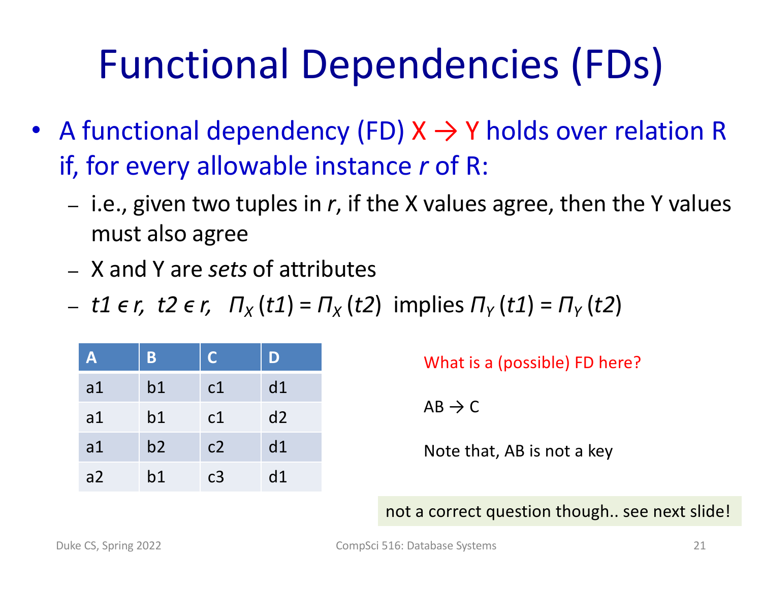# Functional Dependencies (FDs)

- A functional dependency (FD) $X \rightarrow Y$ holds over relation R if, for every allowable instance *r* of R:
  - i.e., given two tuples in *r*, if the X values agree, then the Y values must also agree
  - X and Y are *sets* of attributes
  - $t1 \in r,\ t2 \in r,\ \Pi_X(t1) = \Pi_X(t2)$ implies $\Pi_Y(t1) = \Pi_Y(t2)$

| A | B | C | D |
|---|---|---|---|
| a1 | b1 | c1 | d1 |
| a1 | b1 | c1 | d2 |
| a1 | b2 | c2 | d1 |
| a2 | b1 | c3 | d1 |

What is a (possible) FD here?

$AB \rightarrow C$

Note that, AB is not a key

not a correct question though.. see next slide!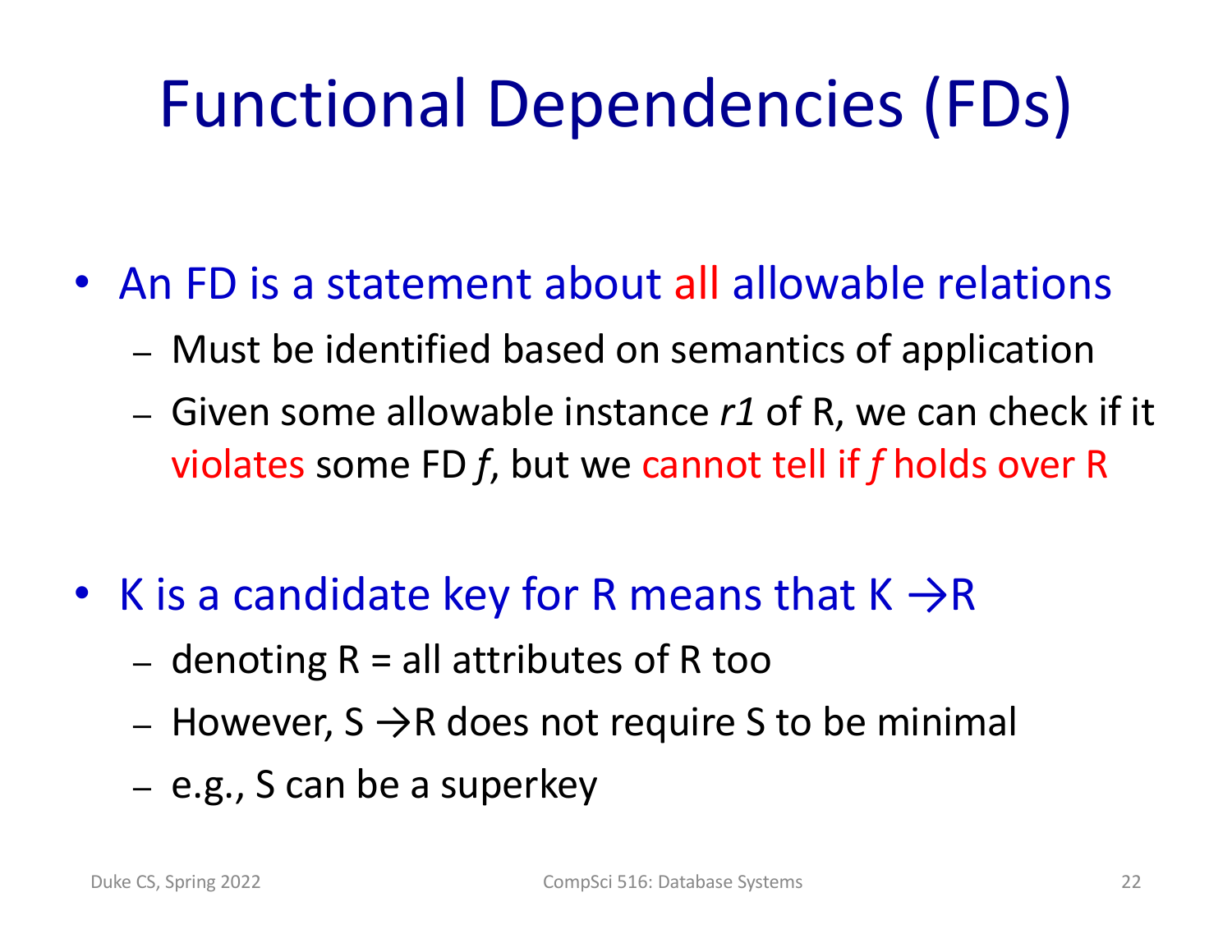# Functional Dependencies (FDs)

- An FD is a statement about all allowable relations
  - Must be identified based on semantics of application
  - Given some allowable instance *r1* of R, we can check if it violates some FD *f*, but we cannot tell if *f* holds over R
- K is a candidate key for R means that K →R
  - denoting R = all attributes of R too
  - However, S →R does not require S to be minimal
  - e.g., S can be a superkey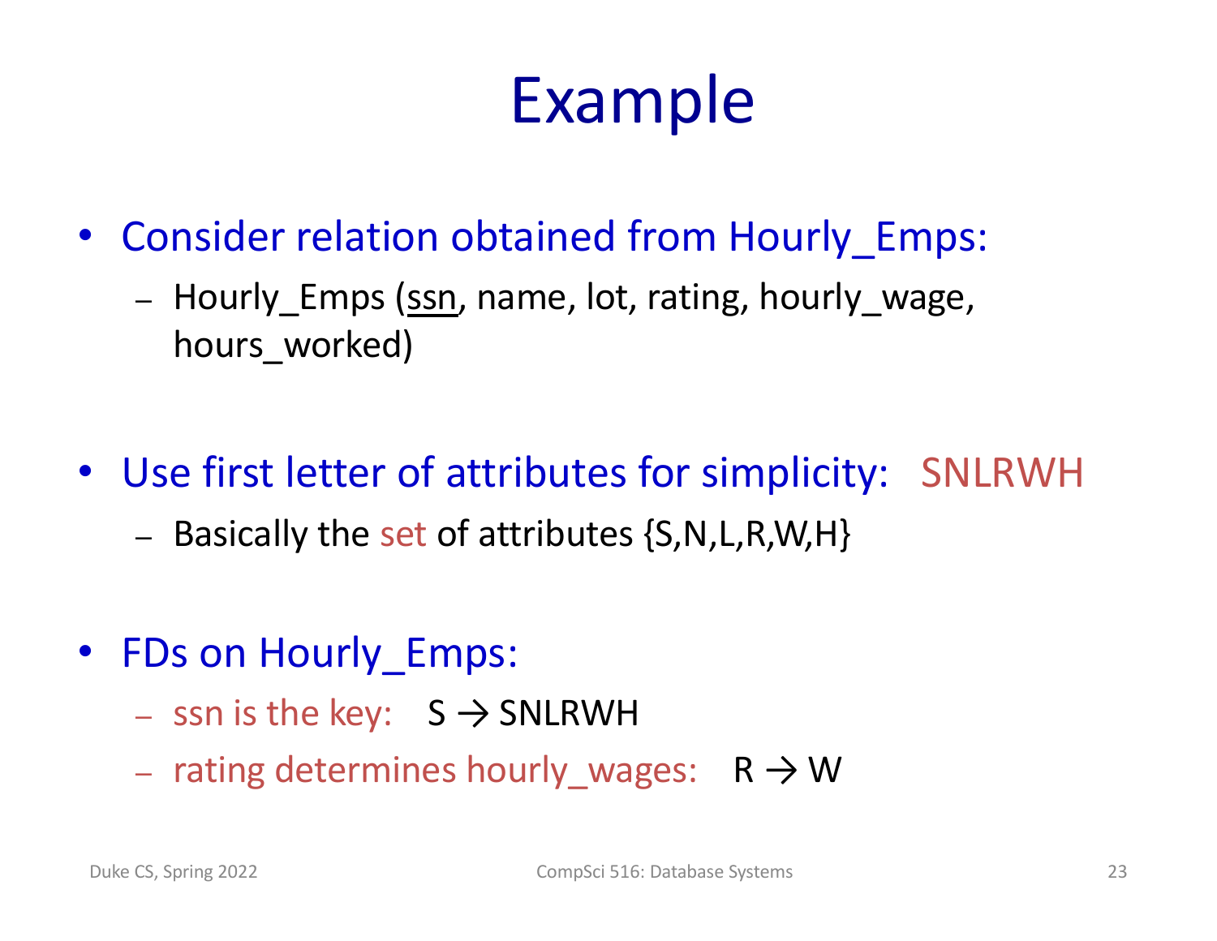# Example

- Consider relation obtained from Hourly_Emps:
  - Hourly_Emps (<u>ssn</u>, name, lot, rating, hourly_wage, hours_worked)

- Use first letter of attributes for simplicity: SNLRWH
  - Basically the set of attributes {S,N,L,R,W,H}

- FDs on Hourly_Emps:
  - ssn is the key: S → SNLRWH
  - rating determines hourly_wages: R → W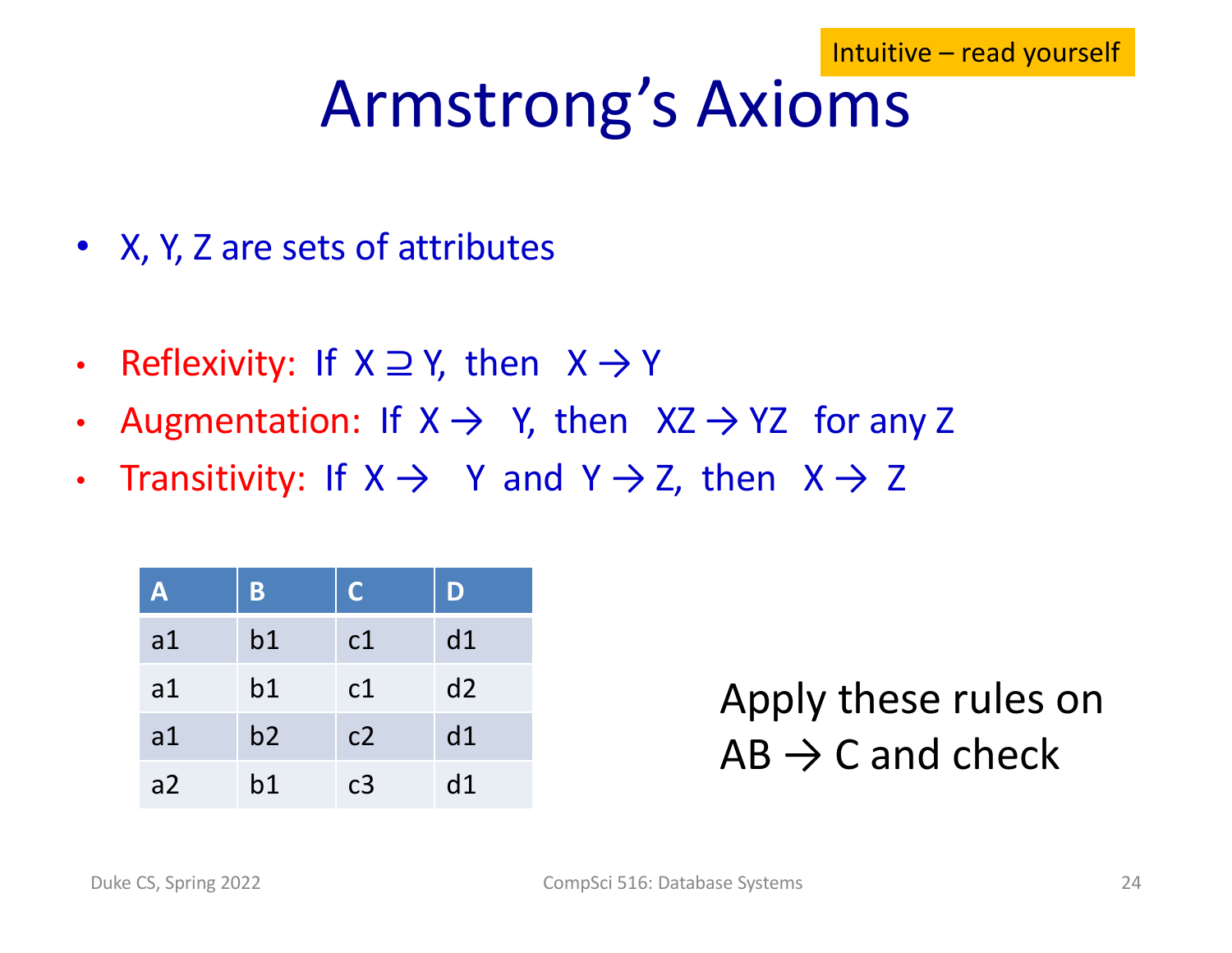Intuitive – read yourself

# Armstrong's Axioms

- X, Y, Z are sets of attributes

- **Reflexivity:** If $X \supseteq Y$, then $X \rightarrow Y$
- **Augmentation:** If $X \rightarrow Y$, then $XZ \rightarrow YZ$ for any Z
- **Transitivity:** If $X \rightarrow Y$ and $Y \rightarrow Z$, then $X \rightarrow Z$

| A | B | C | D |
|---|---|---|---|
| a1 | b1 | c1 | d1 |
| a1 | b1 | c1 | d2 |
| a1 | b2 | c2 | d1 |
| a2 | b1 | c3 | d1 |

Apply these rules on $AB \rightarrow C$ and check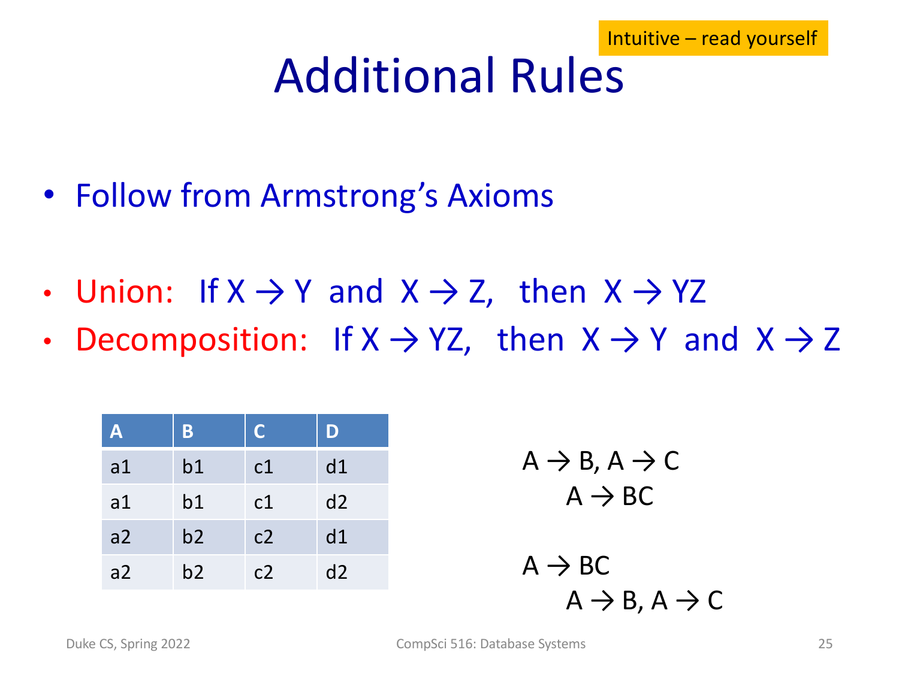Intuitive – read yourself

# Additional Rules

- Follow from Armstrong's Axioms

- **Union:** If $X \rightarrow Y$ and $X \rightarrow Z$, then $X \rightarrow YZ$
- **Decomposition:** If $X \rightarrow YZ$, then $X \rightarrow Y$ and $X \rightarrow Z$

| A | B | C | D |
|---|---|---|---|
| a1 | b1 | c1 | d1 |
| a1 | b1 | c1 | d2 |
| a2 | b2 | c2 | d1 |
| a2 | b2 | c2 | d2 |

$A \rightarrow B$, $A \rightarrow C$

$A \rightarrow BC$

$A \rightarrow BC$

$A \rightarrow B$, $A \rightarrow C$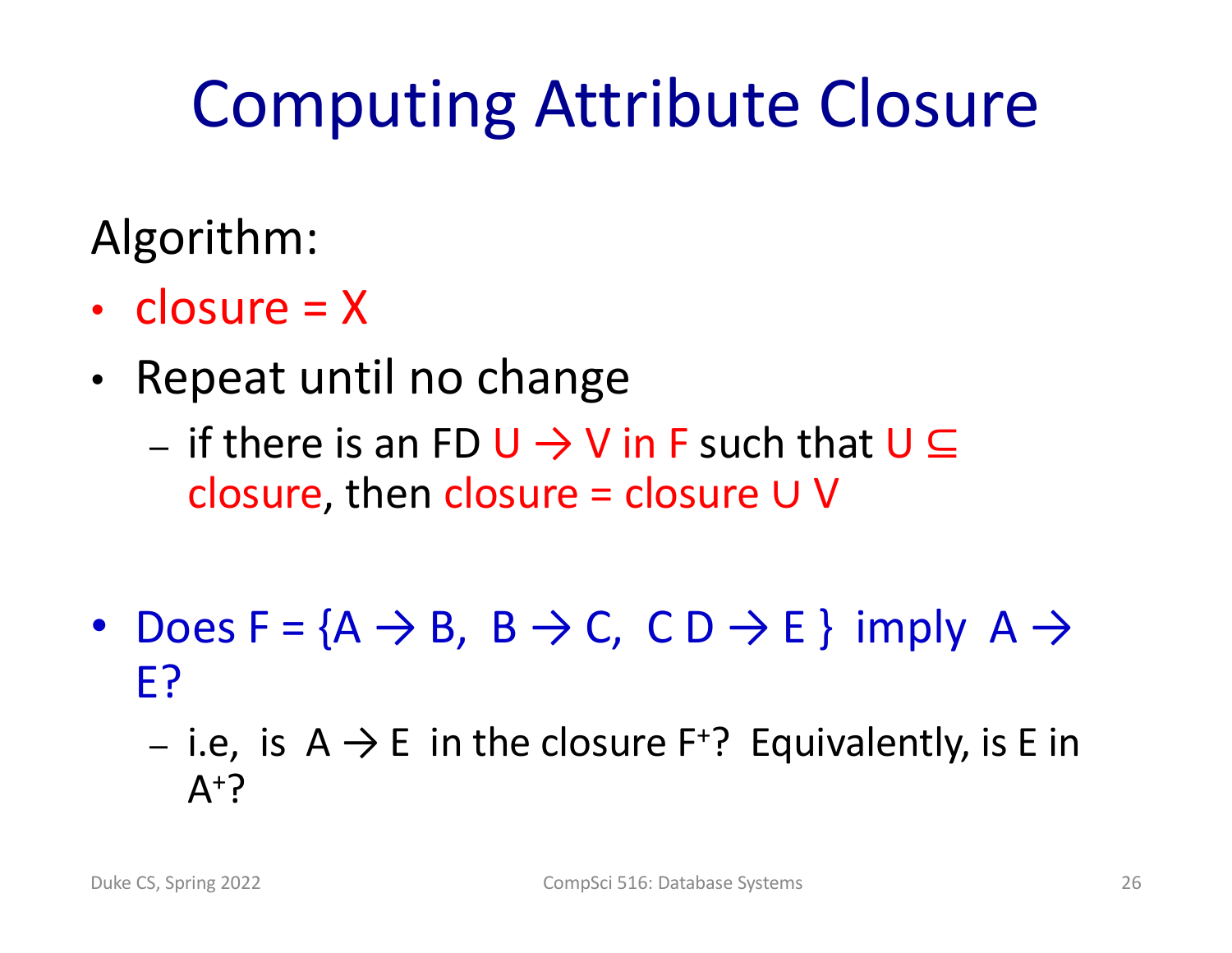# Computing Attribute Closure

Algorithm:

- closure = X
- Repeat until no change
  - if there is an FD $U \rightarrow V$ in F such that $U \subseteq$ closure, then closure = closure $\cup$ V

- Does $F = \{A \rightarrow B,\ B \rightarrow C,\ C\,D \rightarrow E\}$ imply $A \rightarrow E$?
  - i.e, is $A \rightarrow E$ in the closure $F^+$? Equivalently, is E in $A^+$?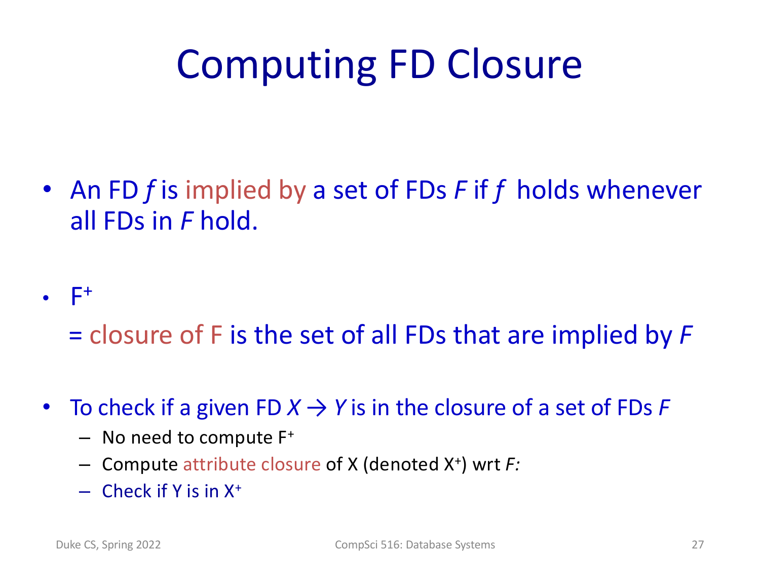# Computing FD Closure

- An FD *f* is implied by a set of FDs *F* if *f* holds whenever all FDs in *F* hold.

- $F^+$

  = closure of F is the set of all FDs that are implied by *F*

- To check if a given FD $X \rightarrow Y$ is in the closure of a set of FDs *F*
  - No need to compute $F^+$
  - Compute attribute closure of X (denoted $X^+$) wrt *F:*
  - Check if Y is in $X^+$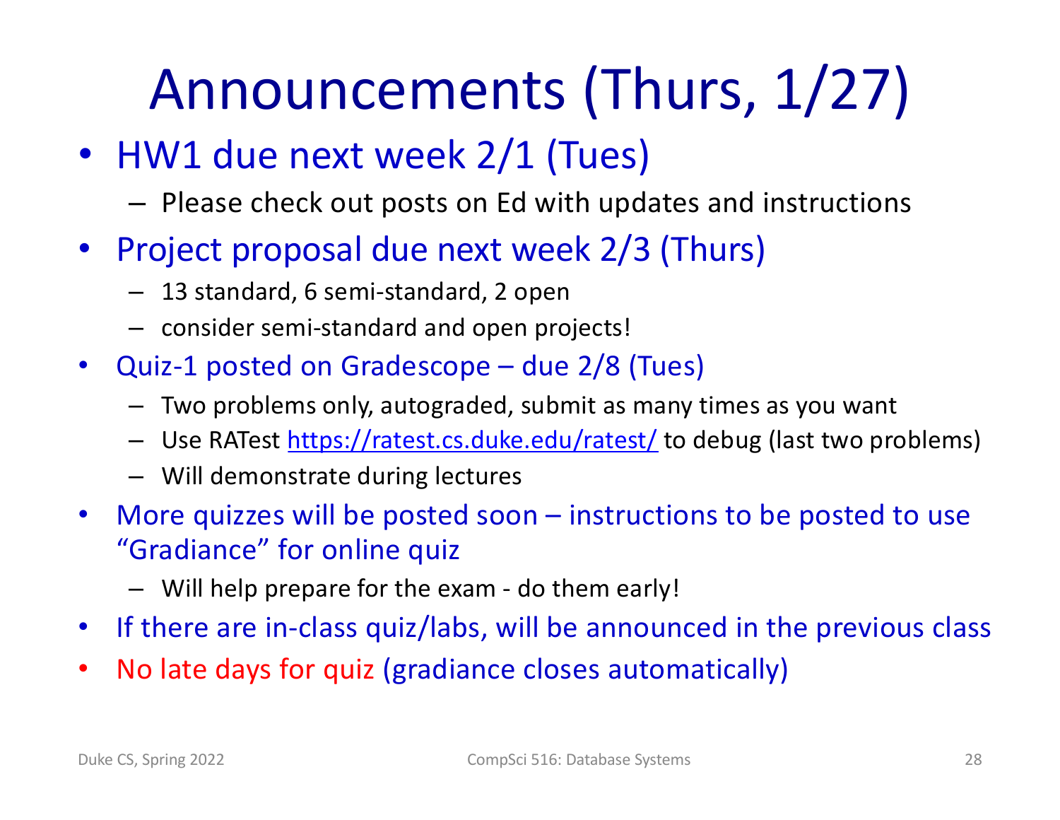# Announcements (Thurs, 1/27)

- HW1 due next week 2/1 (Tues)
  - Please check out posts on Ed with updates and instructions
- Project proposal due next week 2/3 (Thurs)
  - 13 standard, 6 semi-standard, 2 open
  - consider semi-standard and open projects!
- Quiz-1 posted on Gradescope – due 2/8 (Tues)
  - Two problems only, autograded, submit as many times as you want
  - Use RATest https://ratest.cs.duke.edu/ratest/ to debug (last two problems)
  - Will demonstrate during lectures
- More quizzes will be posted soon – instructions to be posted to use "Gradiance" for online quiz
  - Will help prepare for the exam - do them early!
- If there are in-class quiz/labs, will be announced in the previous class
- No late days for quiz (gradiance closes automatically)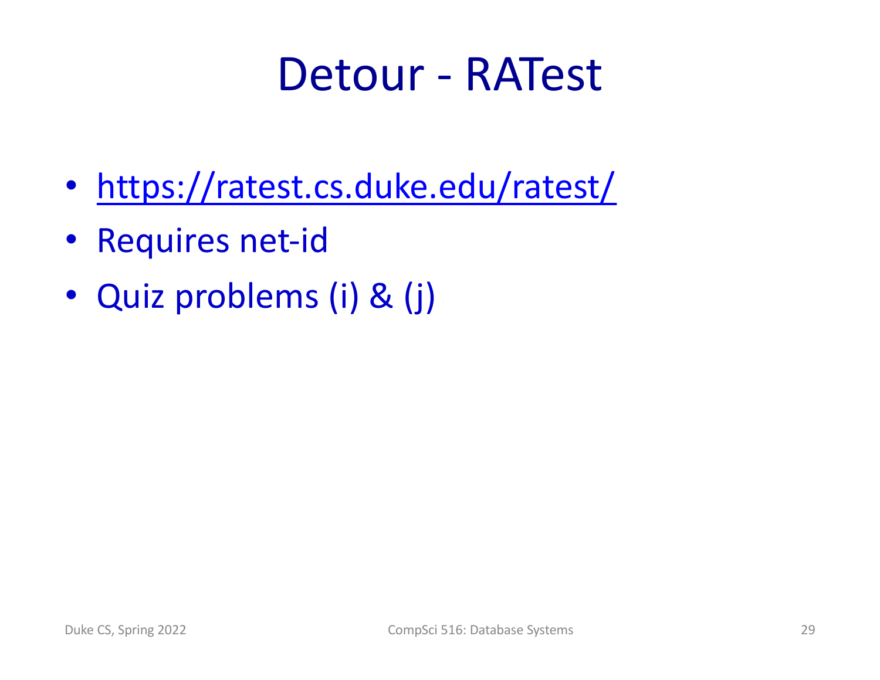# Detour - RATest

- https://ratest.cs.duke.edu/ratest/
- Requires net-id
- Quiz problems (i) & (j)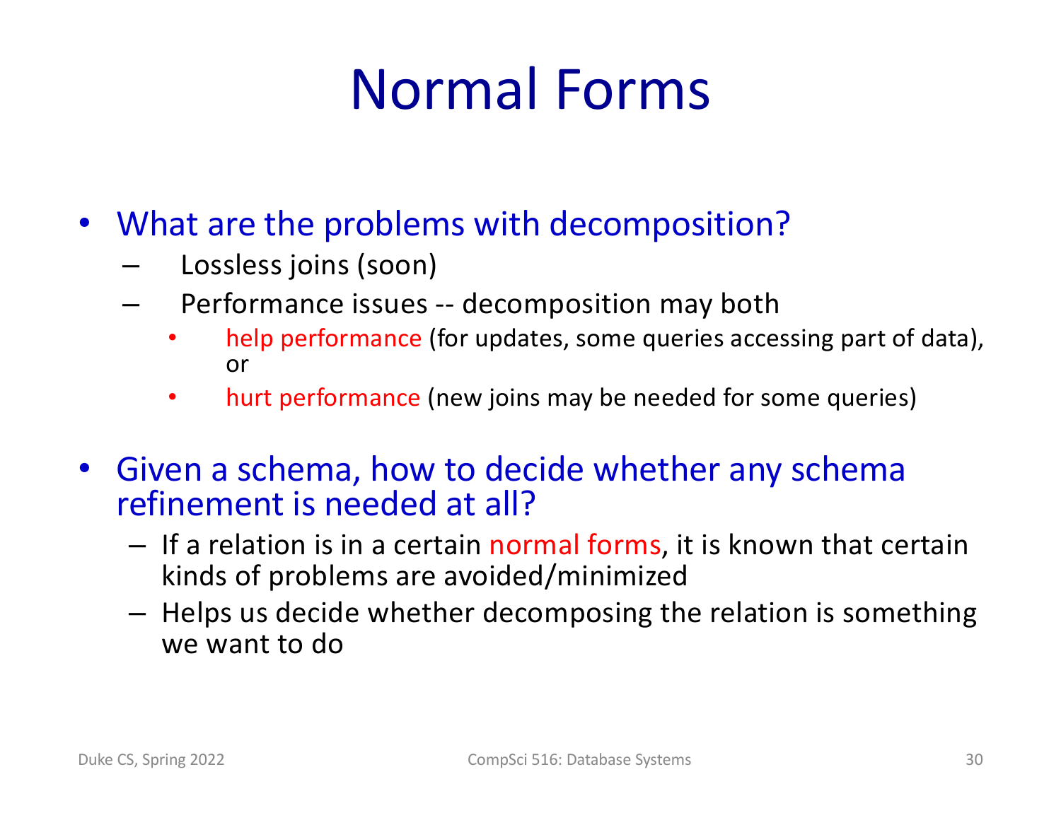# Normal Forms

- What are the problems with decomposition?
  - Lossless joins (soon)
  - Performance issues -- decomposition may both
    - help performance (for updates, some queries accessing part of data), or
    - hurt performance (new joins may be needed for some queries)
- Given a schema, how to decide whether any schema refinement is needed at all?
  - If a relation is in a certain normal forms, it is known that certain kinds of problems are avoided/minimized
  - Helps us decide whether decomposing the relation is something we want to do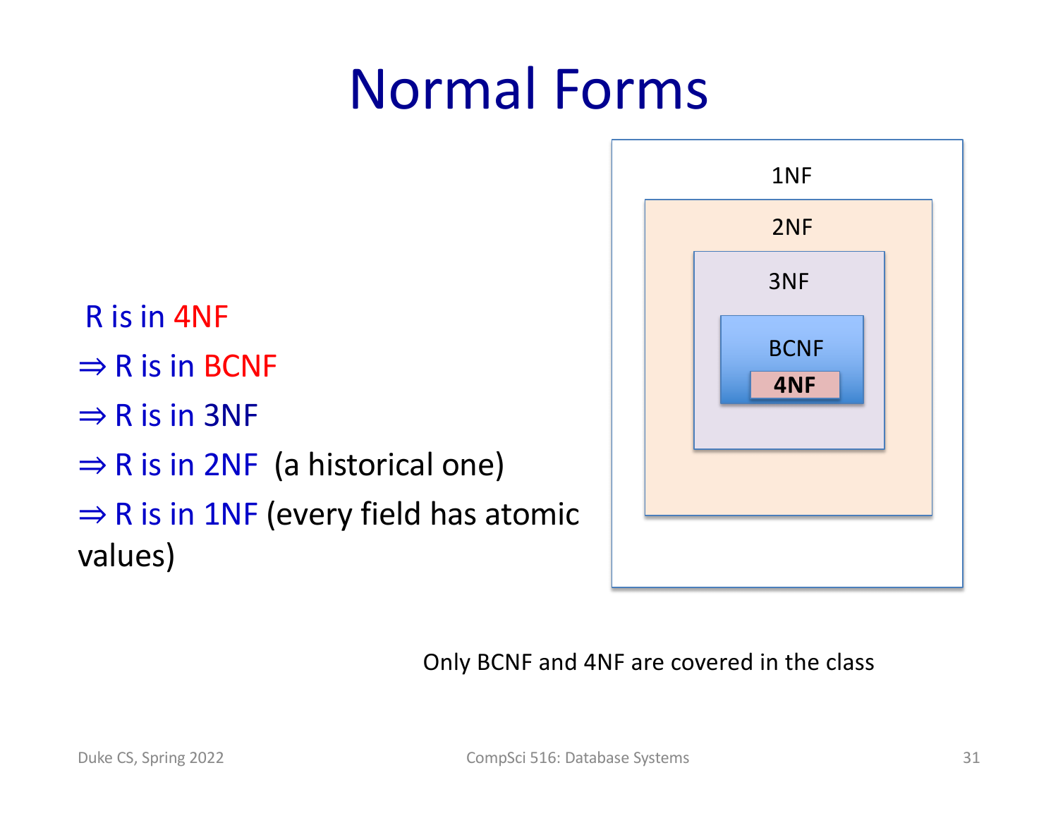# Normal Forms

R is in 4NF

⇒ R is in BCNF

⇒ R is in 3NF

⇒ R is in 2NF (a historical one)

⇒ R is in 1NF (every field has atomic values)

1NF

2NF

3NF

BCNF

**4NF**

Only BCNF and 4NF are covered in the class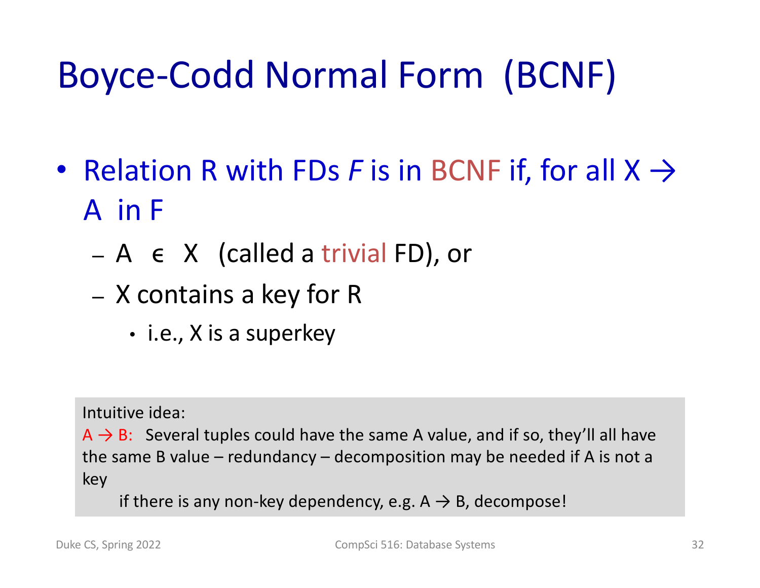# Boyce-Codd Normal Form (BCNF)

- Relation R with FDs *F* is in BCNF if, for all X → A in F
  - A ϵ X (called a trivial FD), or
  - X contains a key for R
    - i.e., X is a superkey

Intuitive idea:

A → B: Several tuples could have the same A value, and if so, they'll all have the same B value – redundancy – decomposition may be needed if A is not a key

if there is any non-key dependency, e.g. A → B, decompose!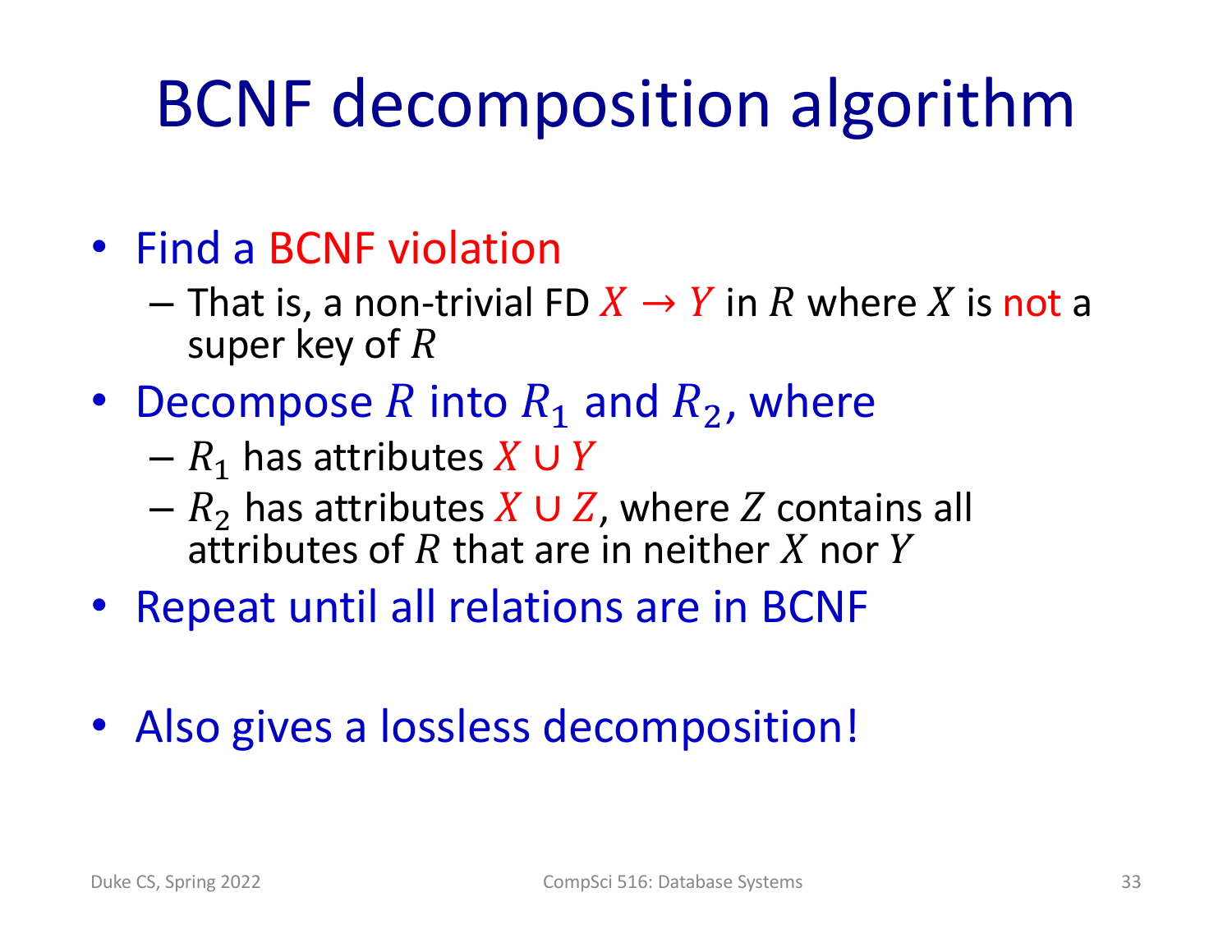# BCNF decomposition algorithm

- Find a BCNF violation
  - That is, a non-trivial FD $X \rightarrow Y$ in $R$ where $X$ is not a super key of $R$
- Decompose $R$ into $R_1$ and $R_2$, where
  - $R_1$ has attributes $X \cup Y$
  - $R_2$ has attributes $X \cup Z$, where $Z$ contains all attributes of $R$ that are in neither $X$ nor $Y$
- Repeat until all relations are in BCNF

- Also gives a lossless decomposition!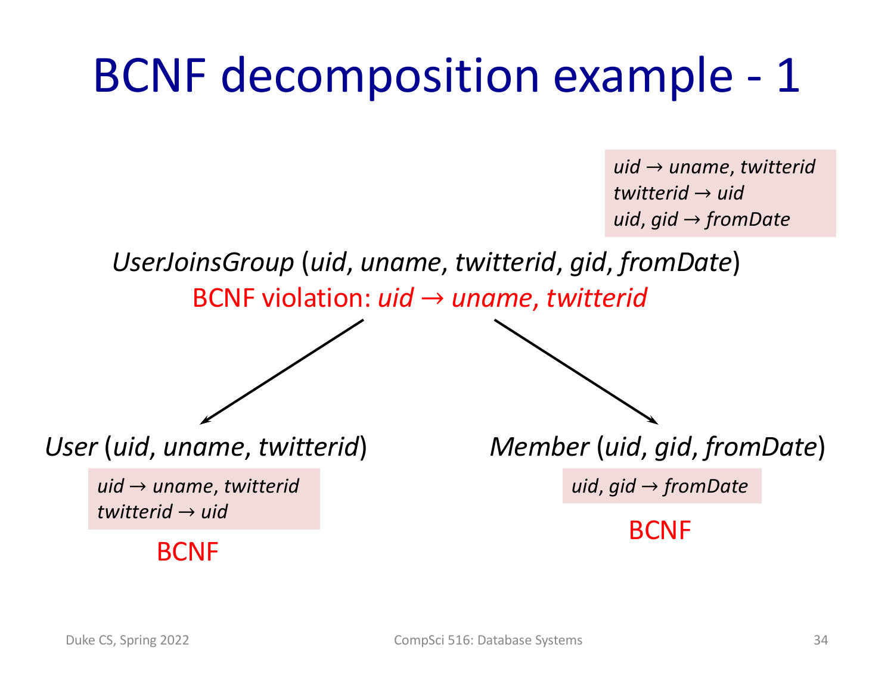# BCNF decomposition example - 1

*uid* → *uname, twitterid*
*twitterid* → *uid*
*uid, gid* → *fromDate*

*UserJoinsGroup* (*uid, uname, twitterid, gid, fromDate*)

BCNF violation: *uid* → *uname, twitterid*

*User* (*uid, uname, twitterid*)

*uid* → *uname, twitterid*
*twitterid* → *uid*

BCNF

*Member* (*uid, gid, fromDate*)

*uid, gid* → *fromDate*

BCNF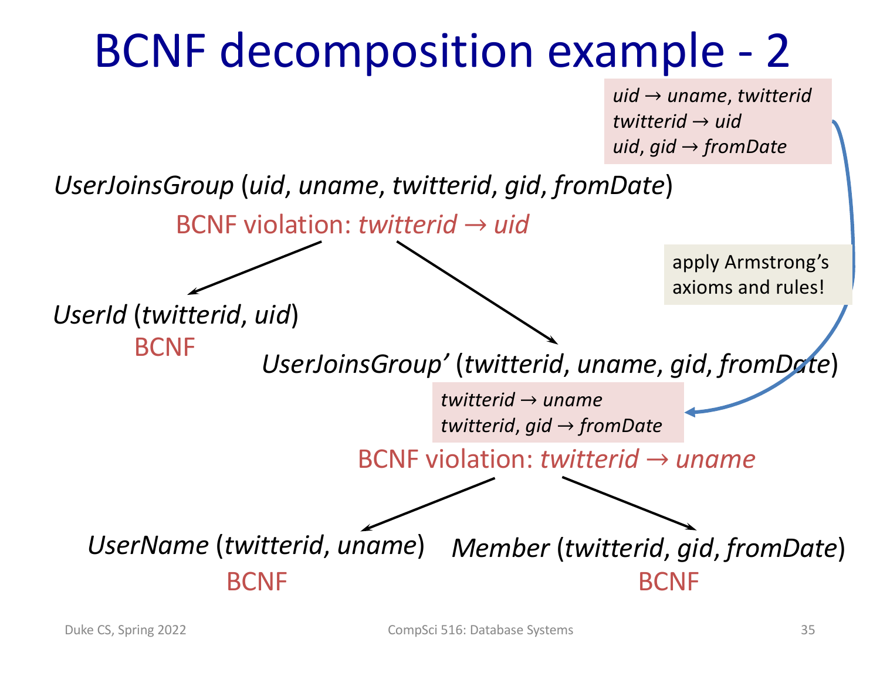# BCNF decomposition example - 2

*uid → uname, twitterid*
*twitterid → uid*
*uid, gid → fromDate*

*UserJoinsGroup* (*uid, uname, twitterid, gid, fromDate*)

BCNF violation: *twitterid → uid*

apply Armstrong's axioms and rules!

*UserId* (*twitterid, uid*)
BCNF

*UserJoinsGroup'* (*twitterid, uname, gid, fromDate*)

*twitterid → uname*
*twitterid, gid → fromDate*

BCNF violation: *twitterid → uname*

*UserName* (*twitterid, uname*)
BCNF

*Member* (*twitterid, gid, fromDate*)
BCNF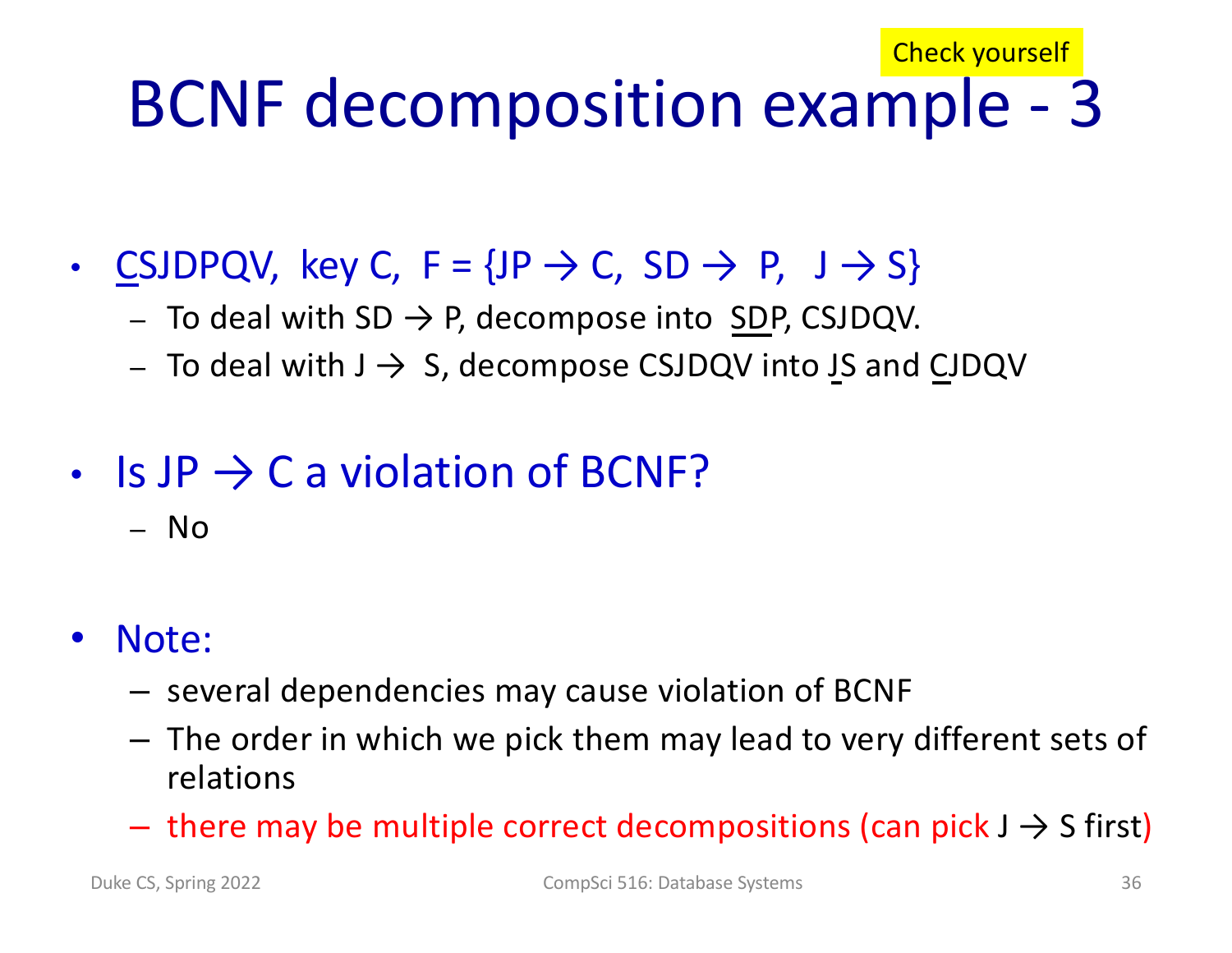Check yourself

# BCNF decomposition example - 3

- <u>C</u>SJDPQV, key C, F = {JP → C, SD → P, J → S}
  - To deal with SD → P, decompose into <u>SD</u>P, CSJDQV.
  - To deal with J → S, decompose CSJDQV into <u>J</u>S and <u>C</u>JDQV

- Is JP → C a violation of BCNF?
  - No

- Note:
  - several dependencies may cause violation of BCNF
  - The order in which we pick them may lead to very different sets of relations
  - there may be multiple correct decompositions (can pick J → S first)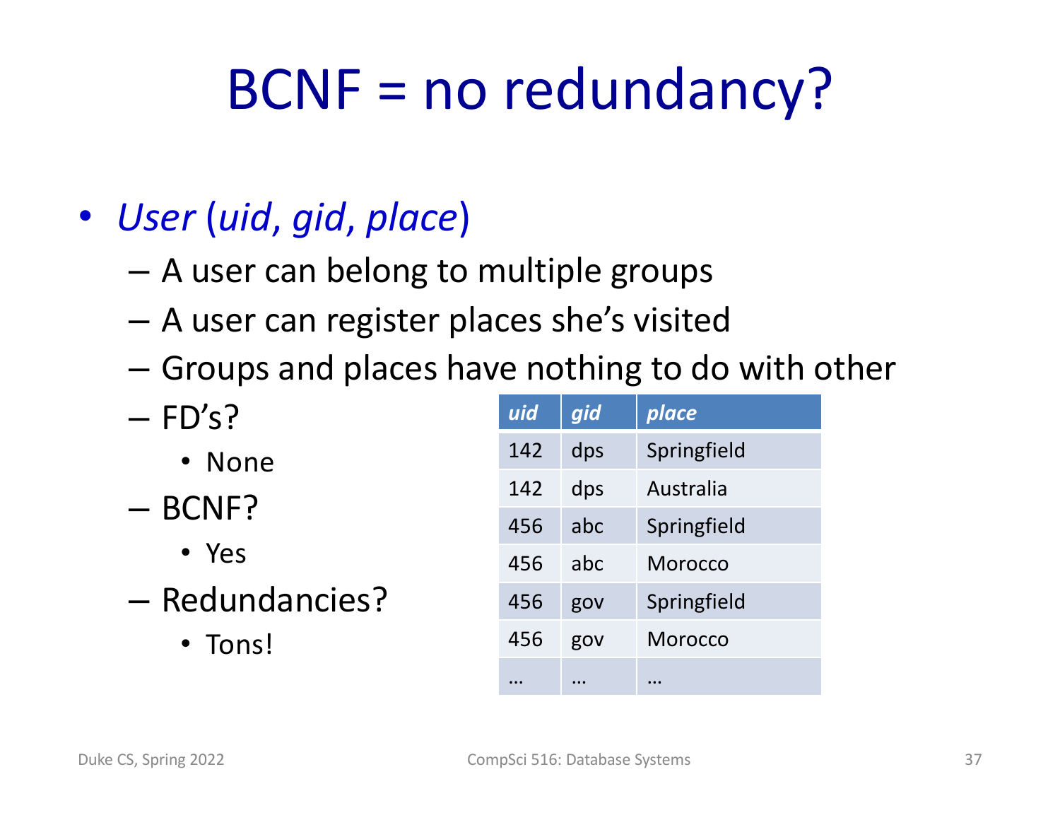# BCNF = no redundancy?

- *User* (*uid*, *gid*, *place*)
  - A user can belong to multiple groups
  - A user can register places she's visited
  - Groups and places have nothing to do with other
  - FD's?
    - None
  - BCNF?
    - Yes
  - Redundancies?
    - Tons!

| *uid* | *gid* | *place* |
|---|---|---|
| 142 | dps | Springfield |
| 142 | dps | Australia |
| 456 | abc | Springfield |
| 456 | abc | Morocco |
| 456 | gov | Springfield |
| 456 | gov | Morocco |
| … | … | … |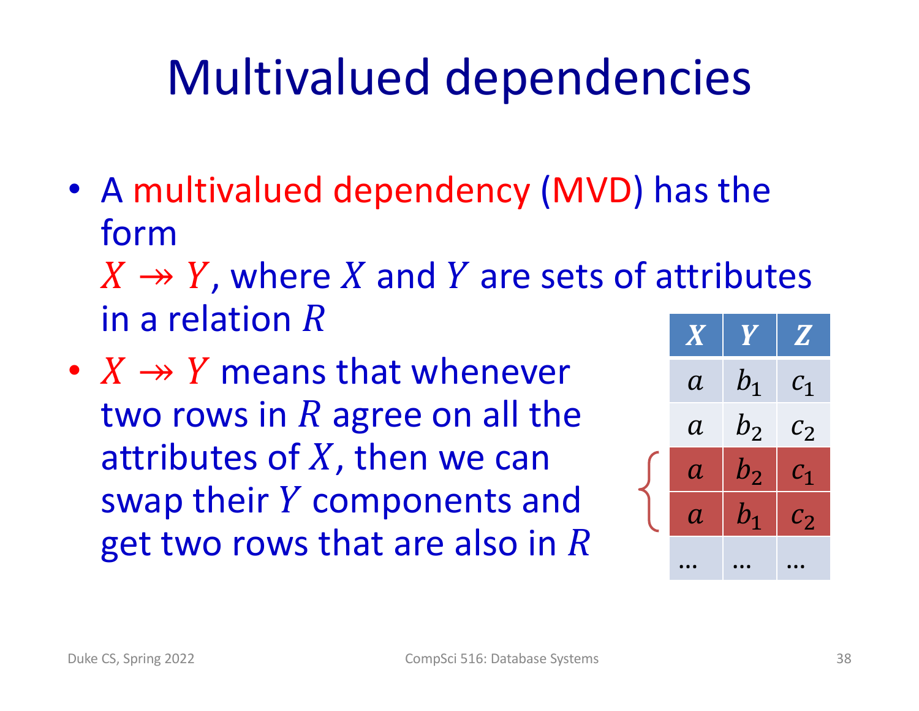# Multivalued dependencies

- A multivalued dependency (MVD) has the form $X \twoheadrightarrow Y$, where $X$ and $Y$ are sets of attributes in a relation $R$
- $X \twoheadrightarrow Y$ means that whenever two rows in $R$ agree on all the attributes of $X$, then we can swap their $Y$ components and get two rows that are also in $R$

| $X$ | $Y$ | $Z$ |
|---|---|---|
| $a$ | $b_1$ | $c_1$ |
| $a$ | $b_2$ | $c_2$ |
| $a$ | $b_2$ | $c_1$ |
| $a$ | $b_1$ | $c_2$ |
| … | … | … |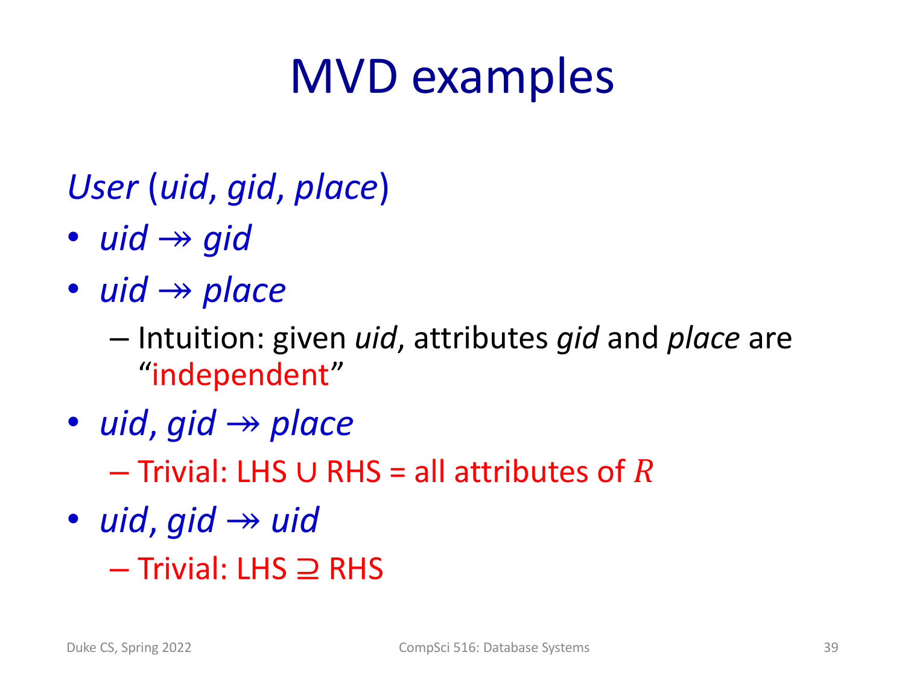# MVD examples

*User* (*uid*, *gid*, *place*)

- *uid* ↠ *gid*
- *uid* ↠ *place*
  - Intuition: given *uid*, attributes *gid* and *place* are "independent"
- *uid*, *gid* ↠ *place*
  - Trivial: LHS ∪ RHS = all attributes of $R$
- *uid*, *gid* ↠ *uid*
  - Trivial: LHS ⊇ RHS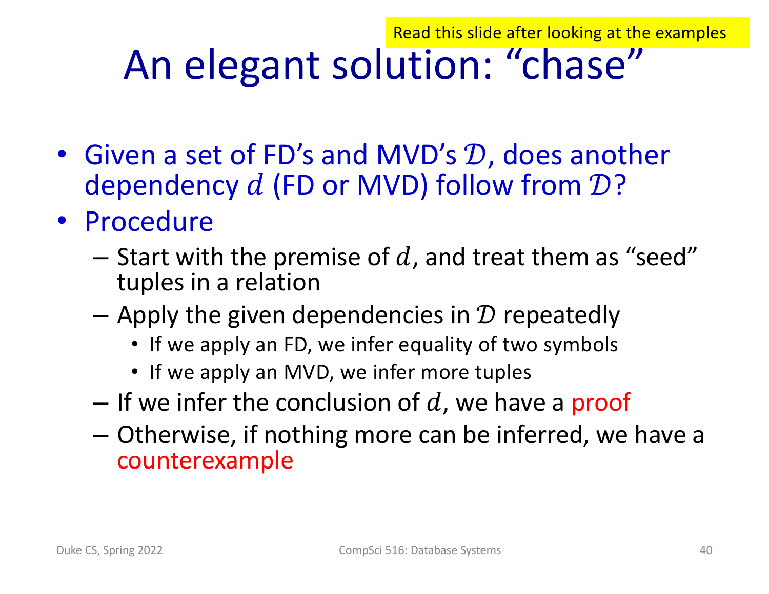Read this slide after looking at the examples

# An elegant solution: "chase"

- Given a set of FD's and MVD's $\mathcal{D}$, does another dependency $d$ (FD or MVD) follow from $\mathcal{D}$?
- Procedure
  - Start with the premise of $d$, and treat them as "seed" tuples in a relation
  - Apply the given dependencies in $\mathcal{D}$ repeatedly
    - If we apply an FD, we infer equality of two symbols
    - If we apply an MVD, we infer more tuples
  - If we infer the conclusion of $d$, we have a proof
  - Otherwise, if nothing more can be inferred, we have a counterexample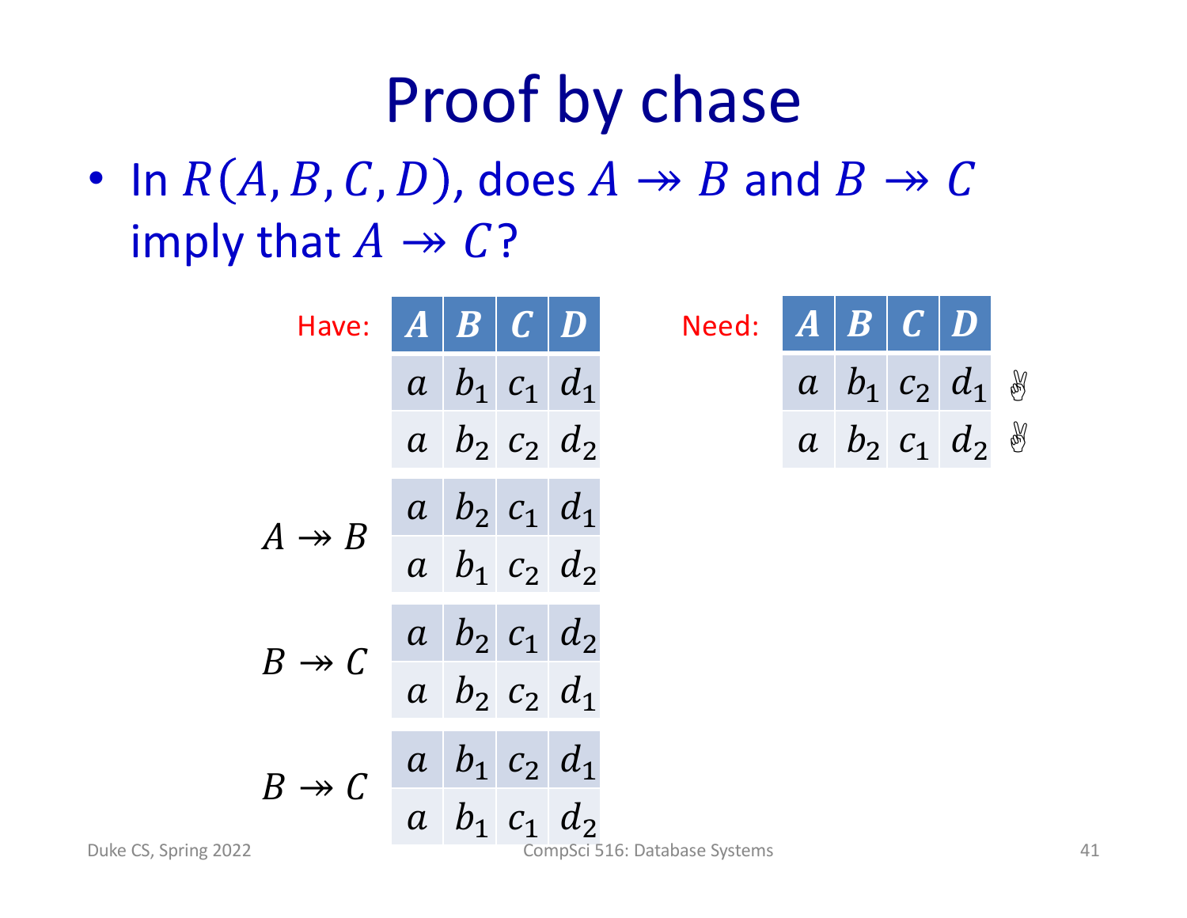# Proof by chase

- In $R(A, B, C, D)$, does $A \twoheadrightarrow B$ and $B \twoheadrightarrow C$ imply that $A \twoheadrightarrow C$?

Have:

| | $A$ | $B$ | $C$ | $D$ |
|---|---|---|---|---|
| | $a$ | $b_1$ | $c_1$ | $d_1$ |
| | $a$ | $b_2$ | $c_2$ | $d_2$ |
| $A \twoheadrightarrow B$ | $a$ | $b_2$ | $c_1$ | $d_1$ |
| | $a$ | $b_1$ | $c_2$ | $d_2$ |
| $B \twoheadrightarrow C$ | $a$ | $b_2$ | $c_1$ | $d_2$ |
| | $a$ | $b_2$ | $c_2$ | $d_1$ |
| $B \twoheadrightarrow C$ | $a$ | $b_1$ | $c_2$ | $d_1$ |
| | $a$ | $b_1$ | $c_1$ | $d_2$ |

Need:

| $A$ | $B$ | $C$ | $D$ | |
|---|---|---|---|---|
| $a$ | $b_1$ | $c_2$ | $d_1$ | ✌ |
| $a$ | $b_2$ | $c_1$ | $d_2$ | ✌ |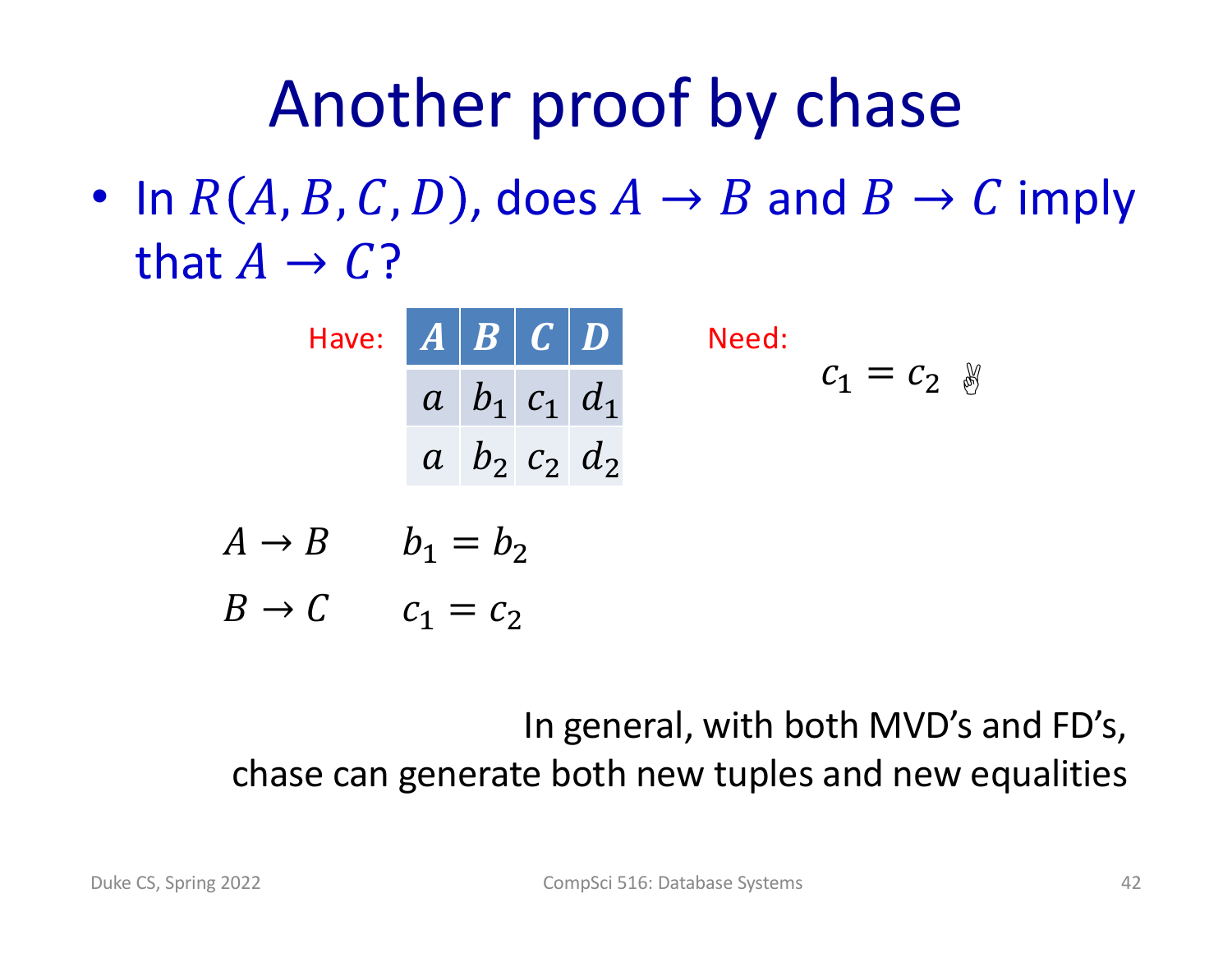# Another proof by chase

- In $R(A, B, C, D)$, does $A \rightarrow B$ and $B \rightarrow C$ imply that $A \rightarrow C$?

Have:

| $A$ | $B$ | $C$ | $D$ |
|---|---|---|---|
| $a$ | $b_1$ | $c_1$ | $d_1$ |
| $a$ | $b_2$ | $c_2$ | $d_2$ |

Need: $c_1 = c_2$ ✌

$A \rightarrow B$ $\quad b_1 = b_2$

$B \rightarrow C$ $\quad c_1 = c_2$

In general, with both MVD's and FD's, chase can generate both new tuples and new equalities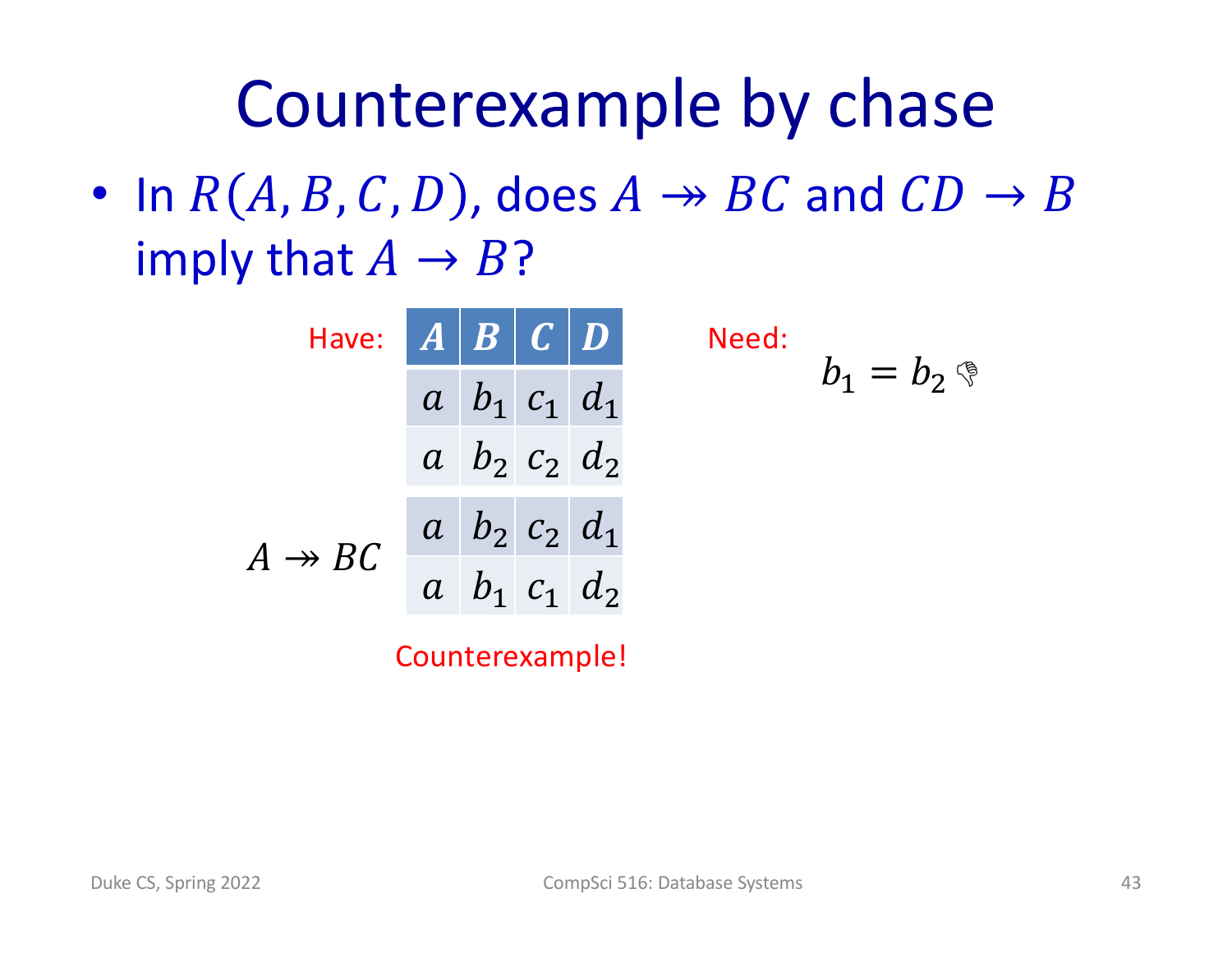# Counterexample by chase

- In $R(A, B, C, D)$, does $A \twoheadrightarrow BC$ and $CD \rightarrow B$ imply that $A \rightarrow B$?

Have:

| | $A$ | $B$ | $C$ | $D$ |
|---|---|---|---|---|
| | $a$ | $b_1$ | $c_1$ | $d_1$ |
| | $a$ | $b_2$ | $c_2$ | $d_2$ |
| $A \twoheadrightarrow BC$ | $a$ | $b_2$ | $c_2$ | $d_1$ |
| | $a$ | $b_1$ | $c_1$ | $d_2$ |

Need: $b_1 = b_2$ 👎

Counterexample!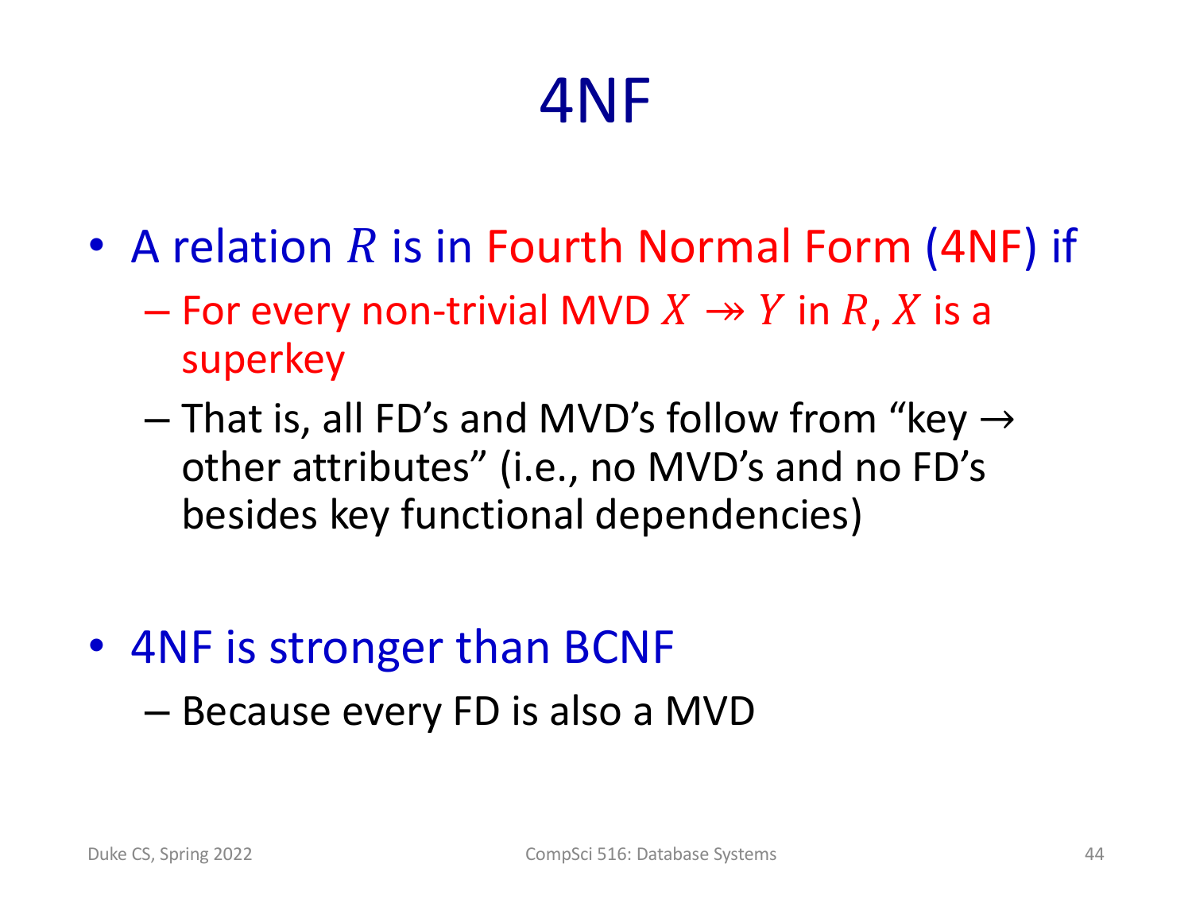# 4NF

- A relation $R$ is in Fourth Normal Form (4NF) if
  - For every non-trivial MVD $X \twoheadrightarrow Y$ in $R$, $X$ is a superkey
  - That is, all FD's and MVD's follow from "key → other attributes" (i.e., no MVD's and no FD's besides key functional dependencies)

- 4NF is stronger than BCNF
  - Because every FD is also a MVD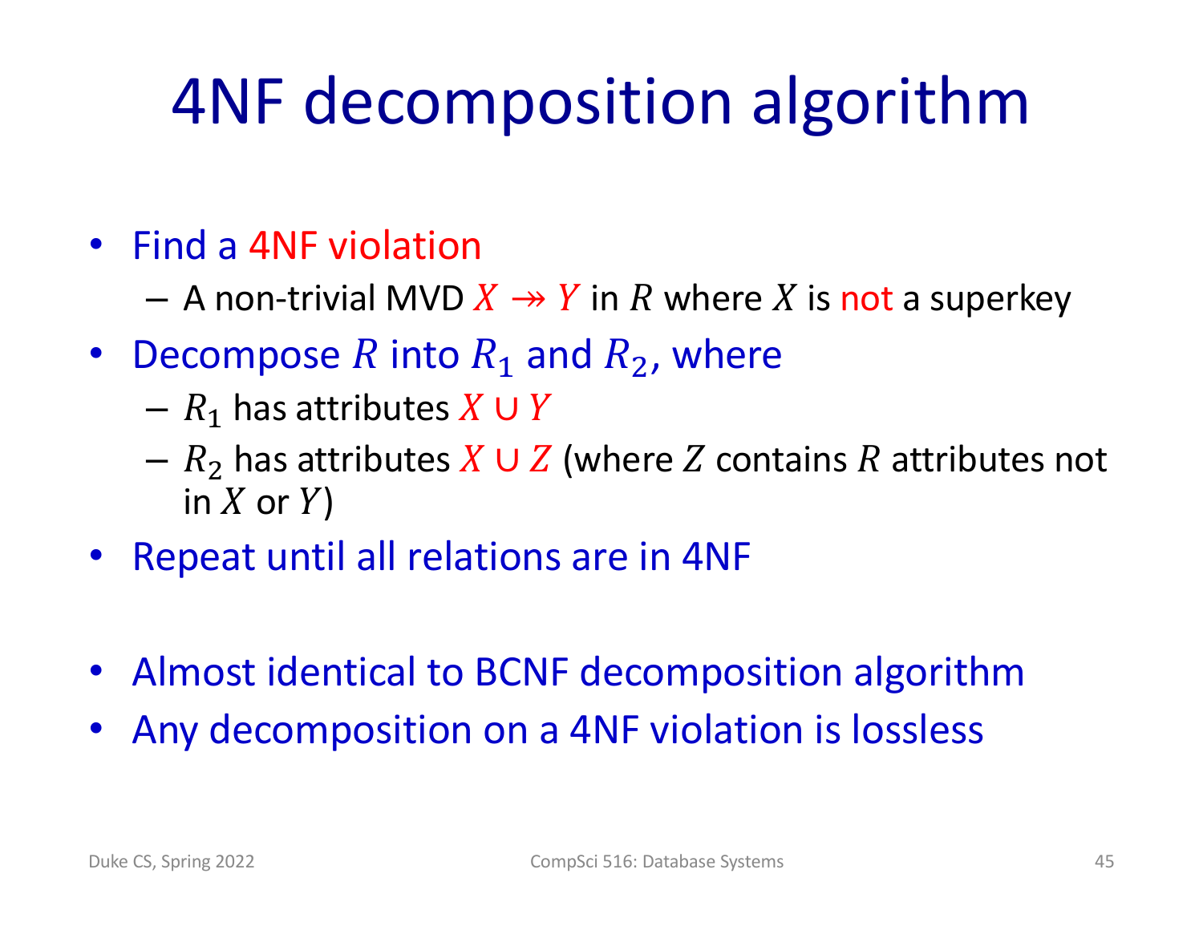# 4NF decomposition algorithm

- Find a 4NF violation
  - A non-trivial MVD $X \twoheadrightarrow Y$ in $R$ where $X$ is not a superkey
- Decompose $R$ into $R_1$ and $R_2$, where
  - $R_1$ has attributes $X \cup Y$
  - $R_2$ has attributes $X \cup Z$ (where $Z$ contains $R$ attributes not in $X$ or $Y$)
- Repeat until all relations are in 4NF

- Almost identical to BCNF decomposition algorithm
- Any decomposition on a 4NF violation is lossless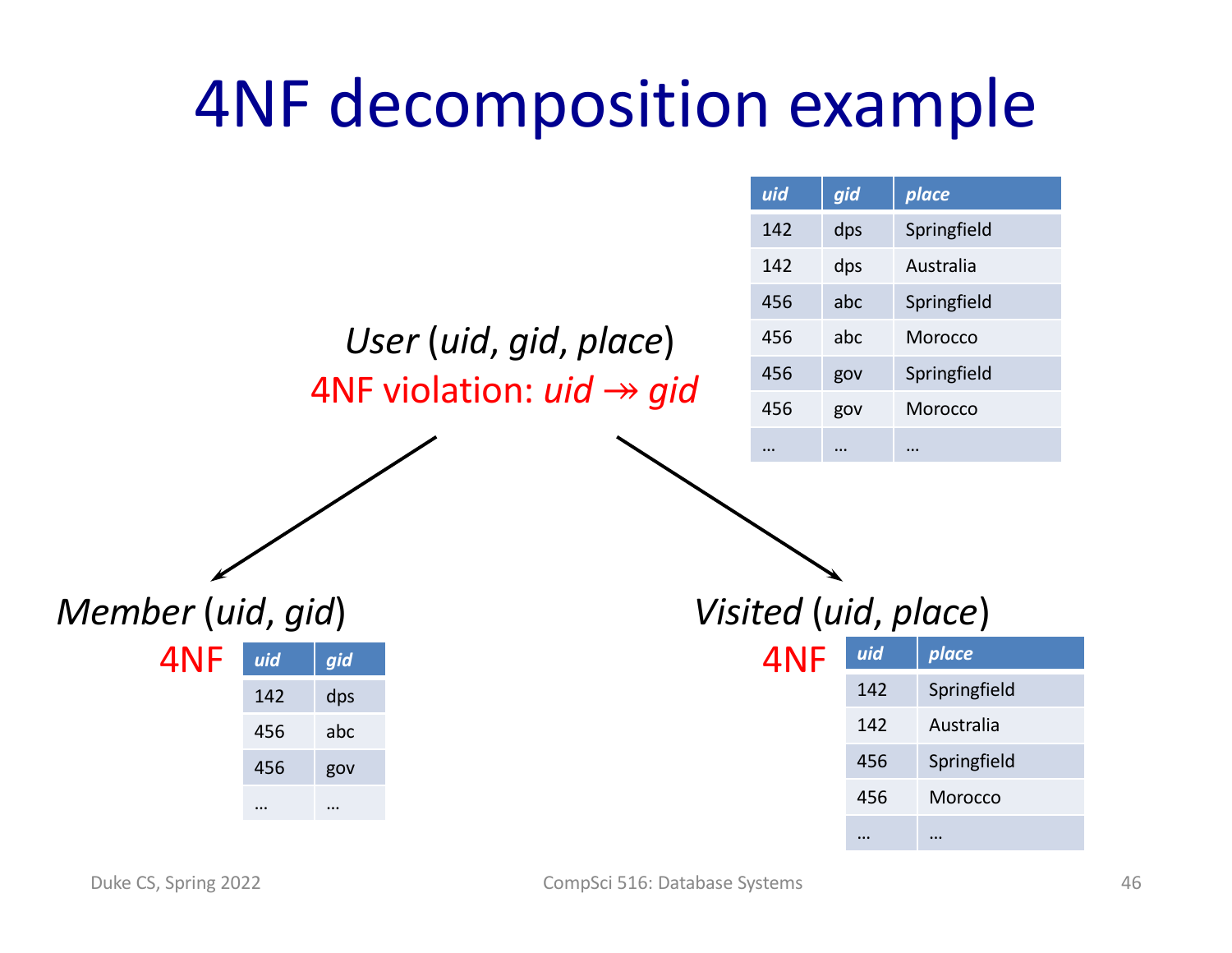# 4NF decomposition example

*User* (*uid*, *gid*, *place*)

4NF violation: $uid \twoheadrightarrow gid$

| *uid* | *gid* | *place* |
|---|---|---|
| 142 | dps | Springfield |
| 142 | dps | Australia |
| 456 | abc | Springfield |
| 456 | abc | Morocco |
| 456 | gov | Springfield |
| 456 | gov | Morocco |
| … | … | … |

*Member* (*uid*, *gid*)

4NF

| *uid* | *gid* |
|---|---|
| 142 | dps |
| 456 | abc |
| 456 | gov |
| … | … |

*Visited* (*uid*, *place*)

4NF

| *uid* | *place* |
|---|---|
| 142 | Springfield |
| 142 | Australia |
| 456 | Springfield |
| 456 | Morocco |
| … | … |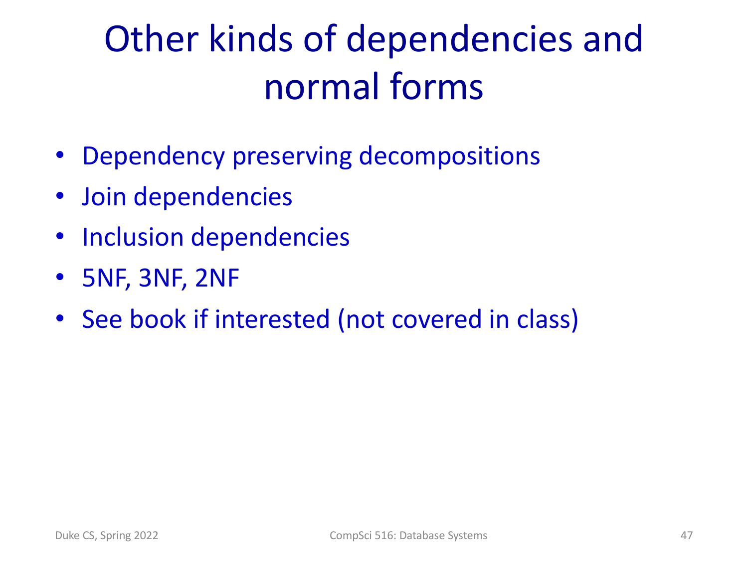# Other kinds of dependencies and normal forms

- Dependency preserving decompositions
- Join dependencies
- Inclusion dependencies
- 5NF, 3NF, 2NF
- See book if interested (not covered in class)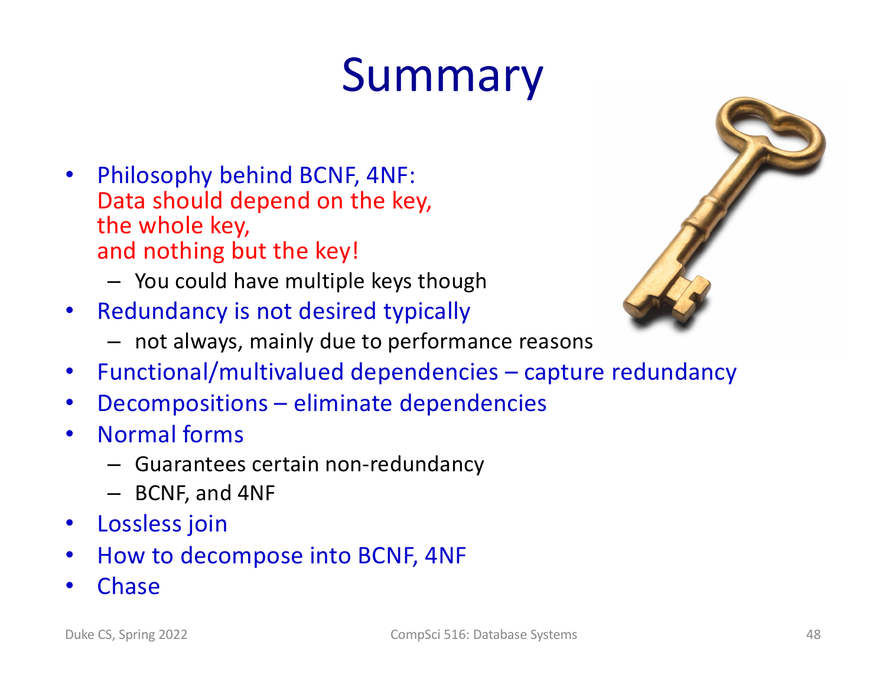# Summary

- Philosophy behind BCNF, 4NF:
  Data should depend on the key,
  the whole key,
  and nothing but the key!
  - You could have multiple keys though
- Redundancy is not desired typically
  - not always, mainly due to performance reasons
- Functional/multivalued dependencies – capture redundancy
- Decompositions – eliminate dependencies
- Normal forms
  - Guarantees certain non-redundancy
  - BCNF, and 4NF
- Lossless join
- How to decompose into BCNF, 4NF
- Chase